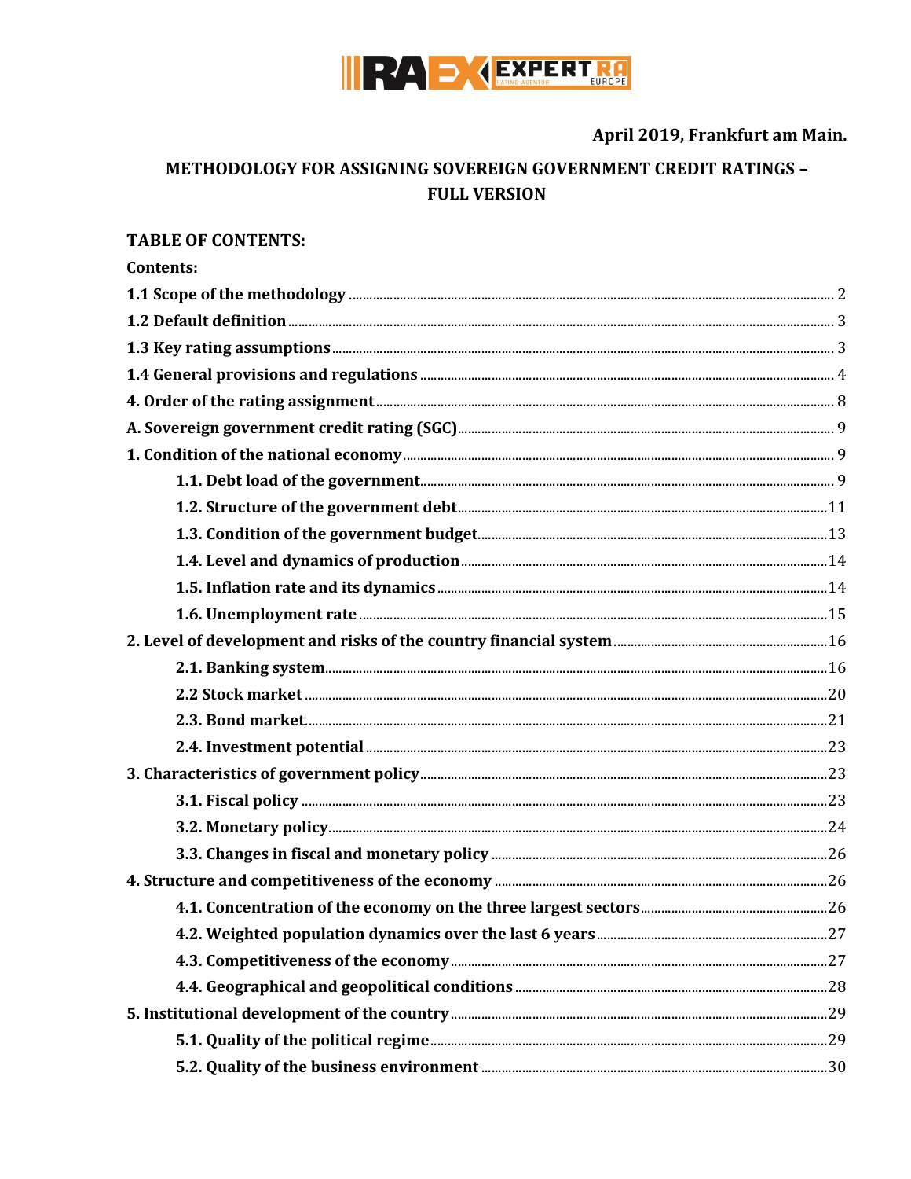April 2019, Frankfurt am Main.

# METHODOLOGY FOR ASSIGNING SOVEREIGN GOVERNMENT CREDIT RATINGS – FULL VERSION

## TABLE OF CONTENTS:

**Contents:**

**1.1 Scope of the methodology** ... 2

**1.2 Default definition** ... 3

**1.3 Key rating assumptions** ... 3

**1.4 General provisions and regulations** ... 4

**4. Order of the rating assignment** ... 8

**A. Sovereign government credit rating (SGC)** ... 9

**1. Condition of the national economy** ... 9

- **1.1. Debt load of the government** ... 9
- **1.2. Structure of the government debt** ... 11
- **1.3. Condition of the government budget** ... 13
- **1.4. Level and dynamics of production** ... 14
- **1.5. Inflation rate and its dynamics** ... 14
- **1.6. Unemployment rate** ... 15

**2. Level of development and risks of the country financial system** ... 16

- **2.1. Banking system** ... 16
- **2.2 Stock market** ... 20
- **2.3. Bond market** ... 21
- **2.4. Investment potential** ... 23

**3. Characteristics of government policy** ... 23

- **3.1. Fiscal policy** ... 23
- **3.2. Monetary policy** ... 24
- **3.3. Changes in fiscal and monetary policy** ... 26

**4. Structure and competitiveness of the economy** ... 26

- **4.1. Concentration of the economy on the three largest sectors** ... 26
- **4.2. Weighted population dynamics over the last 6 years** ... 27
- **4.3. Competitiveness of the economy** ... 27
- **4.4. Geographical and geopolitical conditions** ... 28

**5. Institutional development of the country** ... 29

- **5.1. Quality of the political regime** ... 29
- **5.2. Quality of the business environment** ... 30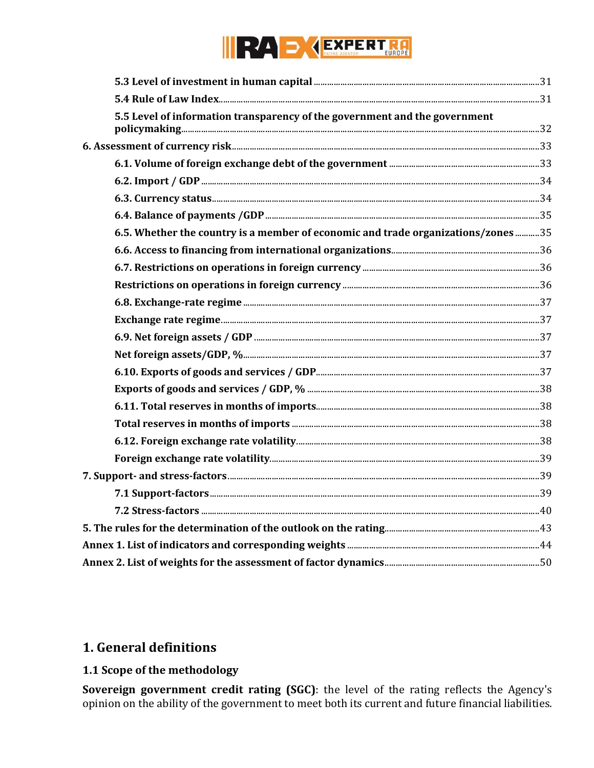5.3 Level of investment in human capital .....31

5.4 Rule of Law Index .....31

5.5 Level of information transparency of the government and the government policymaking .....32

6. Assessment of currency risk .....33

6.1. Volume of foreign exchange debt of the government .....33

6.2. Import / GDP .....34

6.3. Currency status .....34

6.4. Balance of payments /GDP .....35

6.5. Whether the country is a member of economic and trade organizations/zones .....35

6.6. Access to financing from international organizations .....36

6.7. Restrictions on operations in foreign currency .....36

Restrictions on operations in foreign currency .....36

6.8. Exchange-rate regime .....37

Exchange rate regime .....37

6.9. Net foreign assets / GDP .....37

Net foreign assets/GDP, % .....37

6.10. Exports of goods and services / GDP .....37

Exports of goods and services / GDP, % .....38

6.11. Total reserves in months of imports .....38

Total reserves in months of imports .....38

6.12. Foreign exchange rate volatility .....38

Foreign exchange rate volatility .....39

7. Support- and stress-factors .....39

7.1 Support-factors .....39

7.2 Stress-factors .....40

5. The rules for the determination of the outlook on the rating .....43

Annex 1. List of indicators and corresponding weights .....44

Annex 2. List of weights for the assessment of factor dynamics .....50

# 1. General definitions

## 1.1 Scope of the methodology

**Sovereign government credit rating (SGC)**: the level of the rating reflects the Agency's opinion on the ability of the government to meet both its current and future financial liabilities.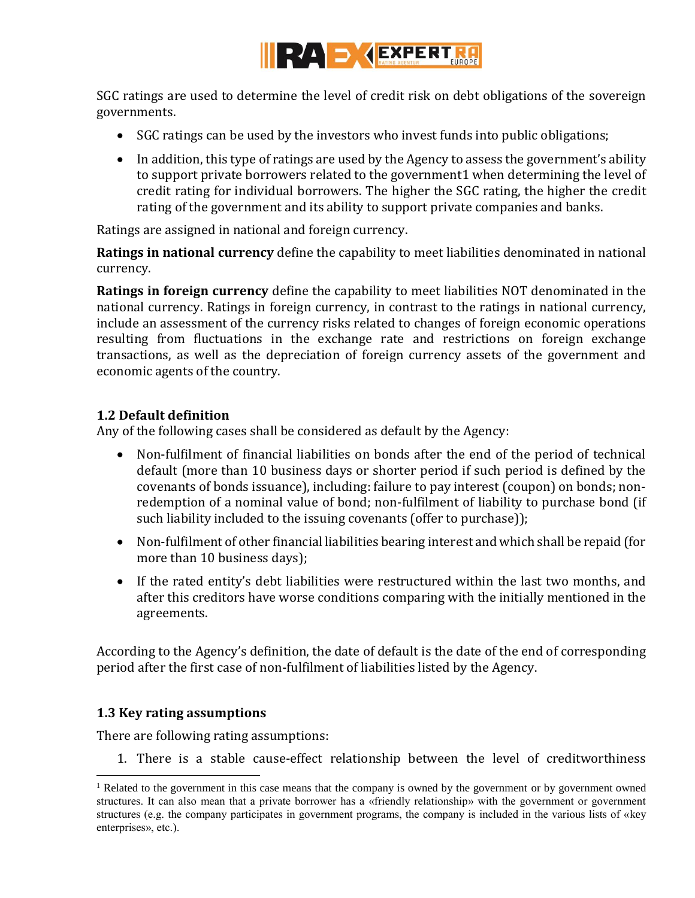SGC ratings are used to determine the level of credit risk on debt obligations of the sovereign governments.

- SGC ratings can be used by the investors who invest funds into public obligations;
- In addition, this type of ratings are used by the Agency to assess the government's ability to support private borrowers related to the government[1] when determining the level of credit rating for individual borrowers. The higher the SGC rating, the higher the credit rating of the government and its ability to support private companies and banks.

Ratings are assigned in national and foreign currency.

**Ratings in national currency** define the capability to meet liabilities denominated in national currency.

**Ratings in foreign currency** define the capability to meet liabilities NOT denominated in the national currency. Ratings in foreign currency, in contrast to the ratings in national currency, include an assessment of the currency risks related to changes of foreign economic operations resulting from fluctuations in the exchange rate and restrictions on foreign exchange transactions, as well as the depreciation of foreign currency assets of the government and economic agents of the country.

### 1.2 Default definition

Any of the following cases shall be considered as default by the Agency:

- Non-fulfilment of financial liabilities on bonds after the end of the period of technical default (more than 10 business days or shorter period if such period is defined by the covenants of bonds issuance), including: failure to pay interest (coupon) on bonds; non-redemption of a nominal value of bond; non-fulfilment of liability to purchase bond (if such liability included to the issuing covenants (offer to purchase));
- Non-fulfilment of other financial liabilities bearing interest and which shall be repaid (for more than 10 business days);
- If the rated entity's debt liabilities were restructured within the last two months, and after this creditors have worse conditions comparing with the initially mentioned in the agreements.

According to the Agency's definition, the date of default is the date of the end of corresponding period after the first case of non-fulfilment of liabilities listed by the Agency.

### 1.3 Key rating assumptions

There are following rating assumptions:

1. There is a stable cause-effect relationship between the level of creditworthiness

[1] Related to the government in this case means that the company is owned by the government or by government owned structures. It can also mean that a private borrower has a «friendly relationship» with the government or government structures (e.g. the company participates in government programs, the company is included in the various lists of «key enterprises», etc.).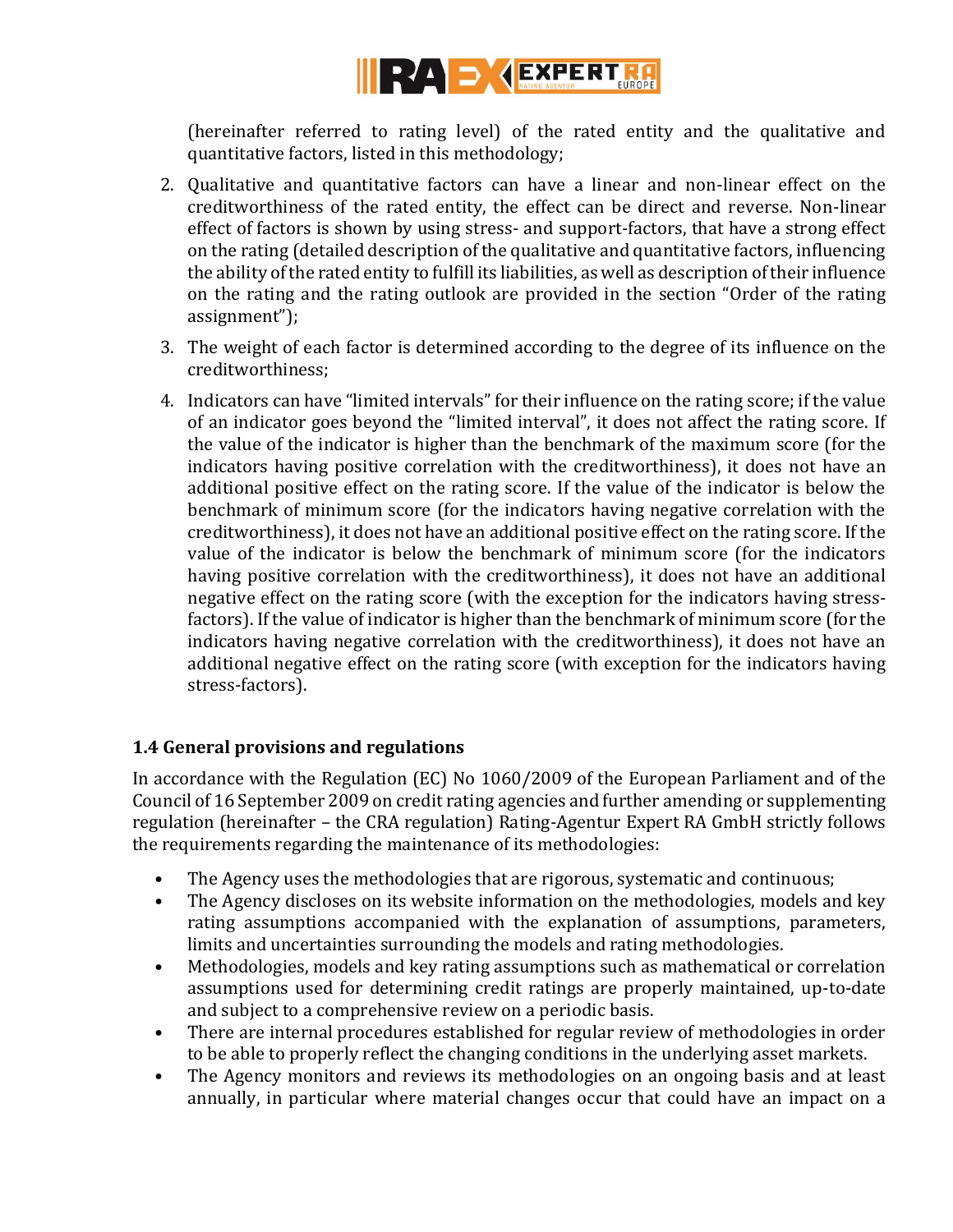(hereinafter referred to as rating level) of the rated entity and the qualitative and quantitative factors, listed in this methodology;

2. Qualitative and quantitative factors can have a linear and non-linear effect on the creditworthiness of the rated entity, the effect can be direct and reverse. Non-linear effect of factors is shown by using stress- and support-factors, that have a strong effect on the rating (detailed description of the qualitative and quantitative factors, influencing the ability of the rated entity to fulfill its liabilities, as well as description of their influence on the rating and the rating outlook are provided in the section "Order of the rating assignment");
3. The weight of each factor is determined according to the degree of its influence on the creditworthiness;
4. Indicators can have "limited intervals" for their influence on the rating score; if the value of an indicator goes beyond the "limited interval", it does not affect the rating score. If the value of the indicator is higher than the benchmark of the maximum score (for the indicators having positive correlation with the creditworthiness), it does not have an additional positive effect on the rating score. If the value of the indicator is below the benchmark of minimum score (for the indicators having negative correlation with the creditworthiness), it does not have an additional positive effect on the rating score. If the value of the indicator is below the benchmark of minimum score (for the indicators having positive correlation with the creditworthiness), it does not have an additional negative effect on the rating score (with the exception for the indicators having stress-factors). If the value of indicator is higher than the benchmark of minimum score (for the indicators having negative correlation with the creditworthiness), it does not have an additional negative effect on the rating score (with exception for the indicators having stress-factors).

### 1.4 General provisions and regulations

In accordance with the Regulation (EC) No 1060/2009 of the European Parliament and of the Council of 16 September 2009 on credit rating agencies and further amending or supplementing regulation (hereinafter – the CRA regulation) Rating-Agentur Expert RA GmbH strictly follows the requirements regarding the maintenance of its methodologies:

- The Agency uses the methodologies that are rigorous, systematic and continuous;
- The Agency discloses on its website information on the methodologies, models and key rating assumptions accompanied with the explanation of assumptions, parameters, limits and uncertainties surrounding the models and rating methodologies.
- Methodologies, models and key rating assumptions such as mathematical or correlation assumptions used for determining credit ratings are properly maintained, up-to-date and subject to a comprehensive review on a periodic basis.
- There are internal procedures established for regular review of methodologies in order to be able to properly reflect the changing conditions in the underlying asset markets.
- The Agency monitors and reviews its methodologies on an ongoing basis and at least annually, in particular where material changes occur that could have an impact on a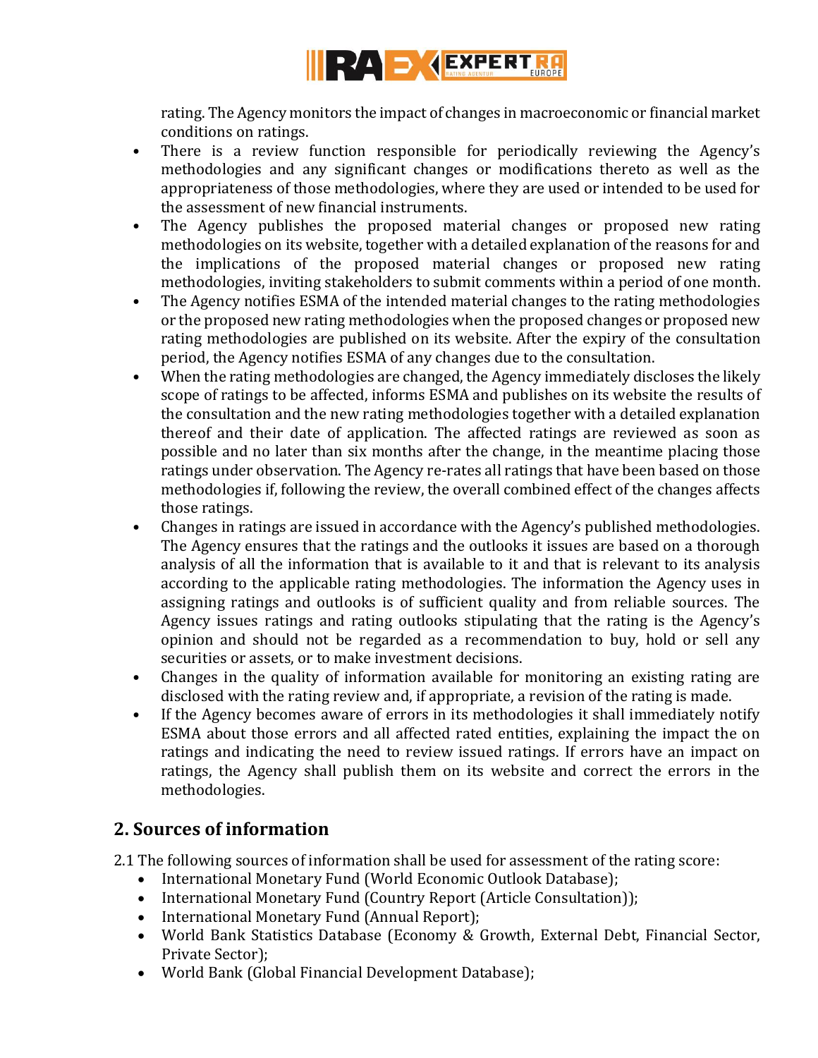rating. The Agency monitors the impact of changes in macroeconomic or financial market conditions on ratings.

- There is a review function responsible for periodically reviewing the Agency's methodologies and any significant changes or modifications thereto as well as the appropriateness of those methodologies, where they are used or intended to be used for the assessment of new financial instruments.
- The Agency publishes the proposed material changes or proposed new rating methodologies on its website, together with a detailed explanation of the reasons for and the implications of the proposed material changes or proposed new rating methodologies, inviting stakeholders to submit comments within a period of one month.
- The Agency notifies ESMA of the intended material changes to the rating methodologies or the proposed new rating methodologies when the proposed changes or proposed new rating methodologies are published on its website. After the expiry of the consultation period, the Agency notifies ESMA of any changes due to the consultation.
- When the rating methodologies are changed, the Agency immediately discloses the likely scope of ratings to be affected, informs ESMA and publishes on its website the results of the consultation and the new rating methodologies together with a detailed explanation thereof and their date of application. The affected ratings are reviewed as soon as possible and no later than six months after the change, in the meantime placing those ratings under observation. The Agency re-rates all ratings that have been based on those methodologies if, following the review, the overall combined effect of the changes affects those ratings.
- Changes in ratings are issued in accordance with the Agency's published methodologies. The Agency ensures that the ratings and the outlooks it issues are based on a thorough analysis of all the information that is available to it and that is relevant to its analysis according to the applicable rating methodologies. The information the Agency uses in assigning ratings and outlooks is of sufficient quality and from reliable sources. The Agency issues ratings and rating outlooks stipulating that the rating is the Agency's opinion and should not be regarded as a recommendation to buy, hold or sell any securities or assets, or to make investment decisions.
- Changes in the quality of information available for monitoring an existing rating are disclosed with the rating review and, if appropriate, a revision of the rating is made.
- If the Agency becomes aware of errors in its methodologies it shall immediately notify ESMA about those errors and all affected rated entities, explaining the impact the on ratings and indicating the need to review issued ratings. If errors have an impact on ratings, the Agency shall publish them on its website and correct the errors in the methodologies.

## 2. Sources of information

2.1 The following sources of information shall be used for assessment of the rating score:

- International Monetary Fund (World Economic Outlook Database);
- International Monetary Fund (Country Report (Article Consultation));
- International Monetary Fund (Annual Report);
- World Bank Statistics Database (Economy & Growth, External Debt, Financial Sector, Private Sector);
- World Bank (Global Financial Development Database);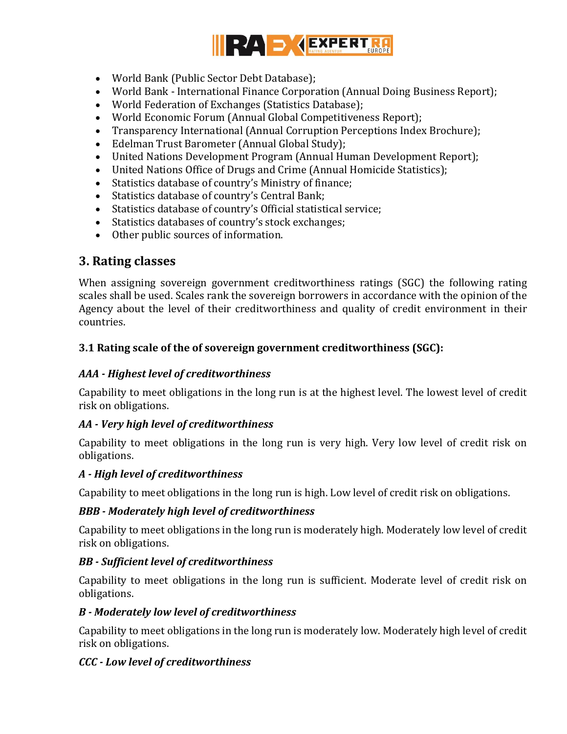- World Bank (Public Sector Debt Database);
- World Bank - International Finance Corporation (Annual Doing Business Report);
- World Federation of Exchanges (Statistics Database);
- World Economic Forum (Annual Global Competitiveness Report);
- Transparency International (Annual Corruption Perceptions Index Brochure);
- Edelman Trust Barometer (Annual Global Study);
- United Nations Development Program (Annual Human Development Report);
- United Nations Office of Drugs and Crime (Annual Homicide Statistics);
- Statistics database of country's Ministry of finance;
- Statistics database of country's Central Bank;
- Statistics database of country's Official statistical service;
- Statistics databases of country's stock exchanges;
- Other public sources of information.

## 3. Rating classes

When assigning sovereign government creditworthiness ratings (SGC) the following rating scales shall be used. Scales rank the sovereign borrowers in accordance with the opinion of the Agency about the level of their creditworthiness and quality of credit environment in their countries.

### 3.1 Rating scale of the of sovereign government creditworthiness (SGC):

***AAA - Highest level of creditworthiness***

Capability to meet obligations in the long run is at the highest level. The lowest level of credit risk on obligations.

***AA - Very high level of creditworthiness***

Capability to meet obligations in the long run is very high. Very low level of credit risk on obligations.

***A - High level of creditworthiness***

Capability to meet obligations in the long run is high. Low level of credit risk on obligations.

***BBB - Moderately high level of creditworthiness***

Capability to meet obligations in the long run is moderately high. Moderately low level of credit risk on obligations.

***BB - Sufficient level of creditworthiness***

Capability to meet obligations in the long run is sufficient. Moderate level of credit risk on obligations.

***B - Moderately low level of creditworthiness***

Capability to meet obligations in the long run is moderately low. Moderately high level of credit risk on obligations.

***CCC - Low level of creditworthiness***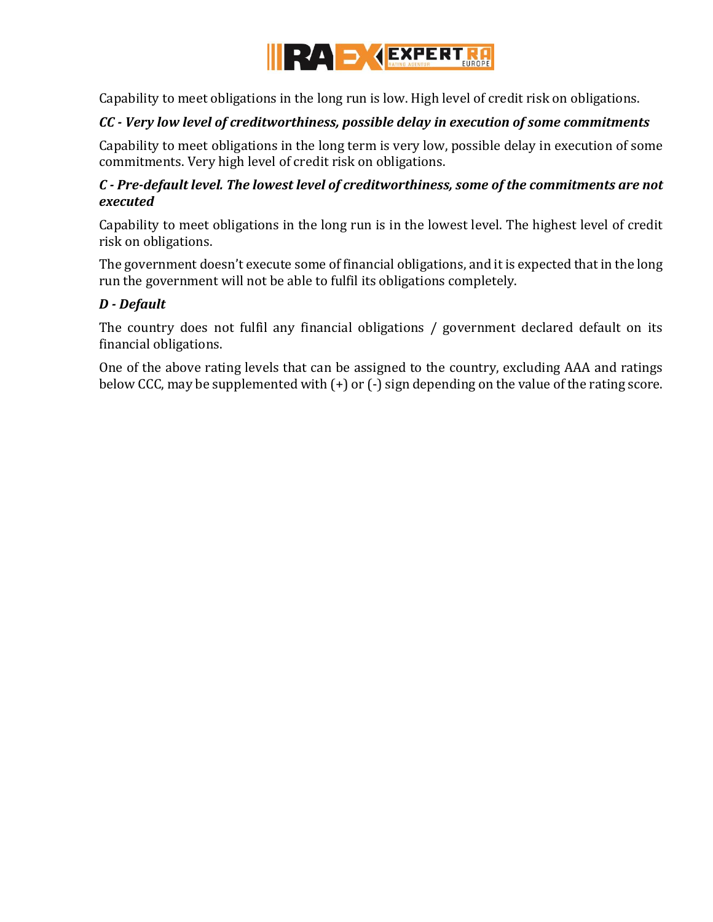Capability to meet obligations in the long run is low. High level of credit risk on obligations.

***CC - Very low level of creditworthiness, possible delay in execution of some commitments***

Capability to meet obligations in the long term is very low, possible delay in execution of some commitments. Very high level of credit risk on obligations.

***C - Pre-default level. The lowest level of creditworthiness, some of the commitments are not executed***

Capability to meet obligations in the long run is in the lowest level. The highest level of credit risk on obligations.

The government doesn't execute some of financial obligations, and it is expected that in the long run the government will not be able to fulfil its obligations completely.

***D - Default***

The country does not fulfil any financial obligations / government declared default on its financial obligations.

One of the above rating levels that can be assigned to the country, excluding AAA and ratings below CCC, may be supplemented with (+) or (-) sign depending on the value of the rating score.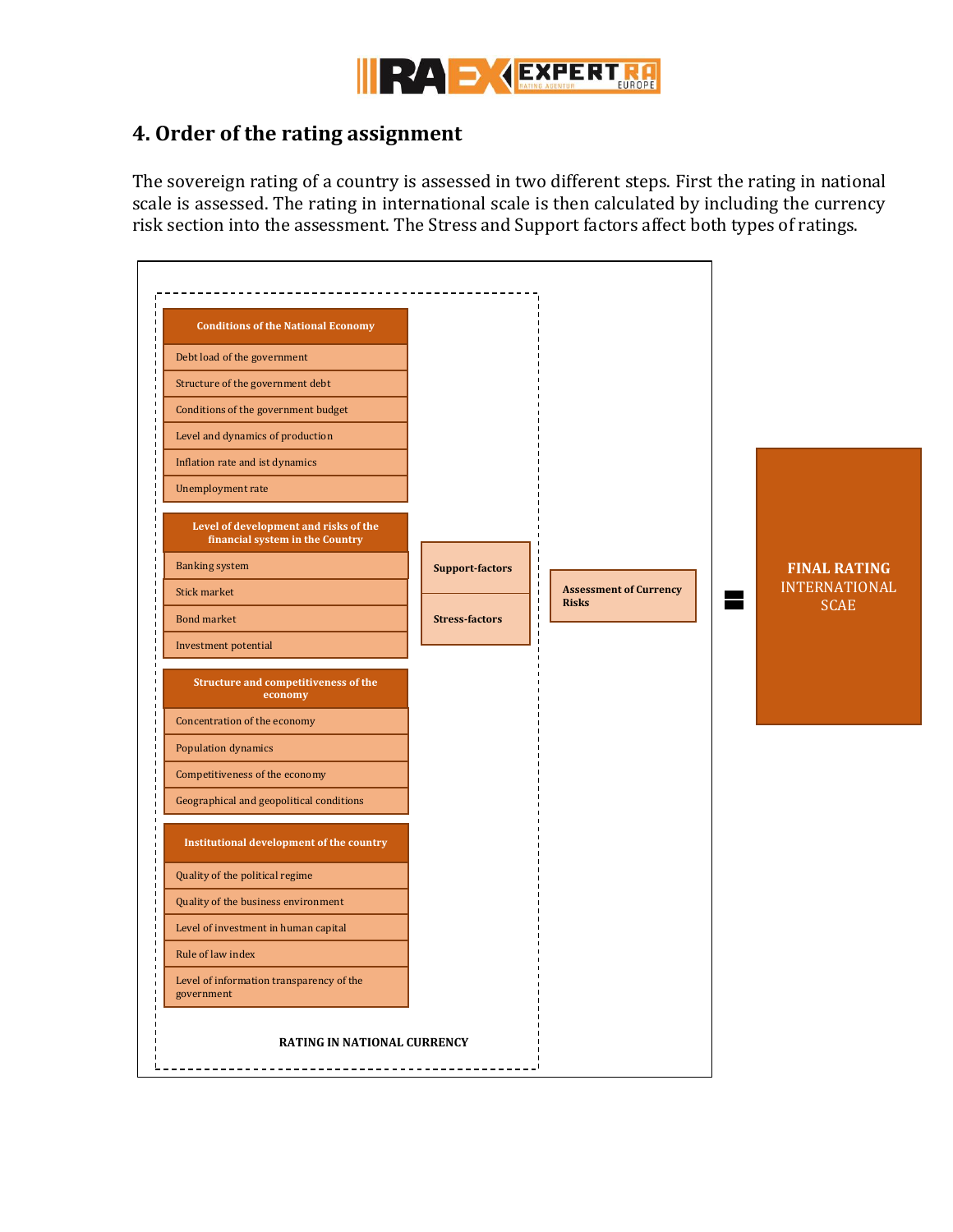## 4. Order of the rating assignment

The sovereign rating of a country is assessed in two different steps. First the rating in national scale is assessed. The rating in international scale is then calculated by including the currency risk section into the assessment. The Stress and Support factors affect both types of ratings.

**Conditions of the National Economy**

- Debt load of the government
- Structure of the government debt
- Conditions of the government budget
- Level and dynamics of production
- Inflation rate and ist dynamics
- Unemployment rate

**Level of development and risks of the financial system in the Country**

- Banking system
- Stick market
- Bond market
- Investment potential

**Structure and competitiveness of the economy**

- Concentration of the economy
- Population dynamics
- Competitiveness of the economy
- Geographical and geopolitical conditions

**Institutional development of the country**

- Quality of the political regime
- Quality of the business environment
- Level of investment in human capital
- Rule of law index
- Level of information transparency of the government

**Support-factors**

**Stress-factors**

**RATING IN NATIONAL CURRENCY**

**Assessment of Currency Risks**

=

**FINAL RATING** INTERNATIONAL SCAE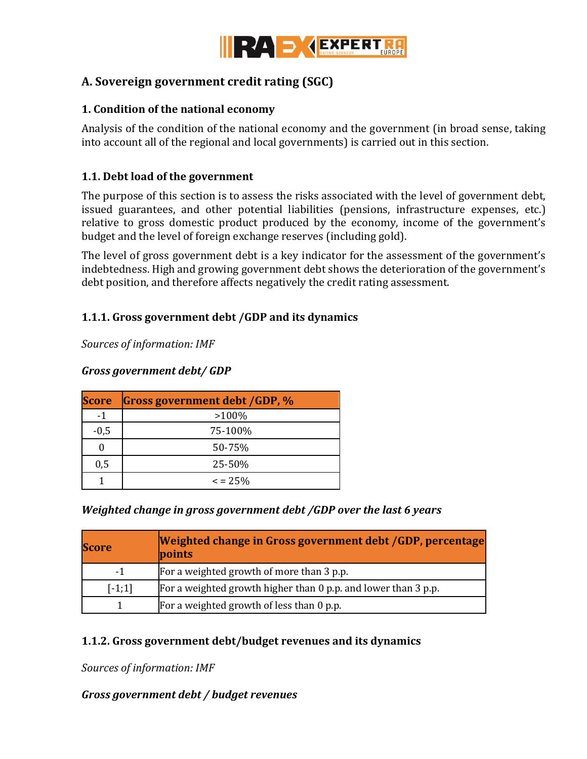## A. Sovereign government credit rating (SGC)

### 1. Condition of the national economy

Analysis of the condition of the national economy and the government (in broad sense, taking into account all of the regional and local governments) is carried out in this section.

### 1.1. Debt load of the government

The purpose of this section is to assess the risks associated with the level of government debt, issued guarantees, and other potential liabilities (pensions, infrastructure expenses, etc.) relative to gross domestic product produced by the economy, income of the government's budget and the level of foreign exchange reserves (including gold).

The level of gross government debt is a key indicator for the assessment of the government's indebtedness. High and growing government debt shows the deterioration of the government's debt position, and therefore affects negatively the credit rating assessment.

#### 1.1.1. Gross government debt /GDP and its dynamics

*Sources of information: IMF*

***Gross government debt/ GDP***

| Score | Gross government debt /GDP, % |
|---|---|
| -1 | >100% |
| -0,5 | 75-100% |
| 0 | 50-75% |
| 0,5 | 25-50% |
| 1 | < = 25% |

***Weighted change in gross government debt /GDP over the last 6 years***

| Score | Weighted change in Gross government debt /GDP, percentage points |
|---|---|
| -1 | For a weighted growth of more than 3 p.p. |
| [-1;1] | For a weighted growth higher than 0 p.p. and lower than 3 p.p. |
| 1 | For a weighted growth of less than 0 p.p. |

#### 1.1.2. Gross government debt/budget revenues and its dynamics

*Sources of information: IMF*

***Gross government debt / budget revenues***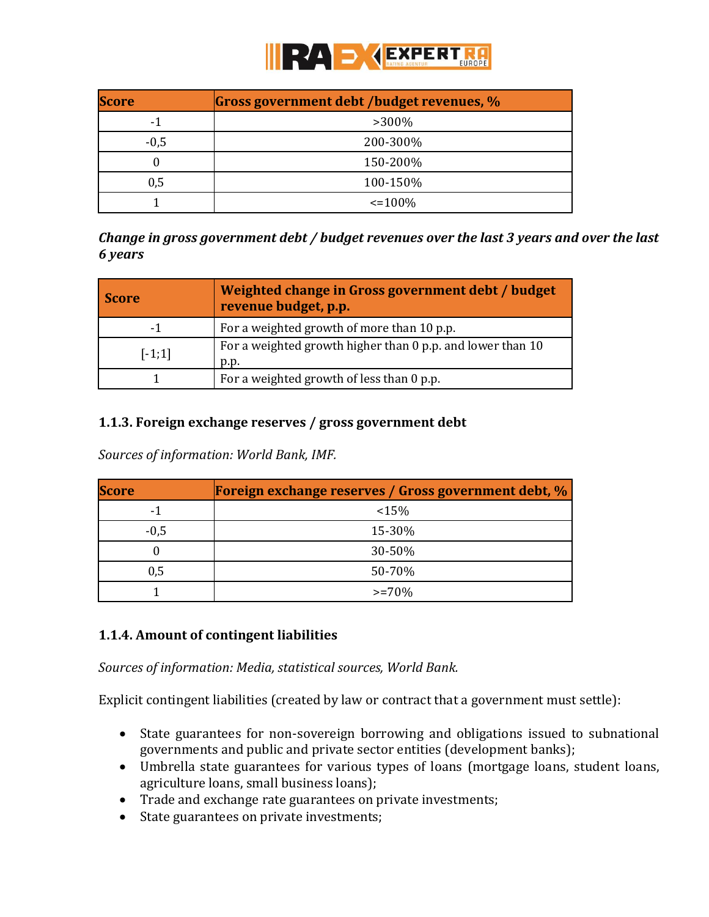| Score | Gross government debt /budget revenues, % |
|---|---|
| -1 | >300% |
| -0,5 | 200-300% |
| 0 | 150-200% |
| 0,5 | 100-150% |
| 1 | <=100% |

***Change in gross government debt / budget revenues over the last 3 years and over the last 6 years***

| Score | Weighted change in Gross government debt / budget revenue budget, p.p. |
|---|---|
| -1 | For a weighted growth of more than 10 p.p. |
| [-1;1] | For a weighted growth higher than 0 p.p. and lower than 10 p.p. |
| 1 | For a weighted growth of less than 0 p.p. |

### 1.1.3. Foreign exchange reserves / gross government debt

*Sources of information: World Bank, IMF.*

| Score | Foreign exchange reserves / Gross government debt, % |
|---|---|
| -1 | <15% |
| -0,5 | 15-30% |
| 0 | 30-50% |
| 0,5 | 50-70% |
| 1 | >=70% |

### 1.1.4. Amount of contingent liabilities

*Sources of information: Media, statistical sources, World Bank.*

Explicit contingent liabilities (created by law or contract that a government must settle):

- State guarantees for non-sovereign borrowing and obligations issued to subnational governments and public and private sector entities (development banks);
- Umbrella state guarantees for various types of loans (mortgage loans, student loans, agriculture loans, small business loans);
- Trade and exchange rate guarantees on private investments;
- State guarantees on private investments;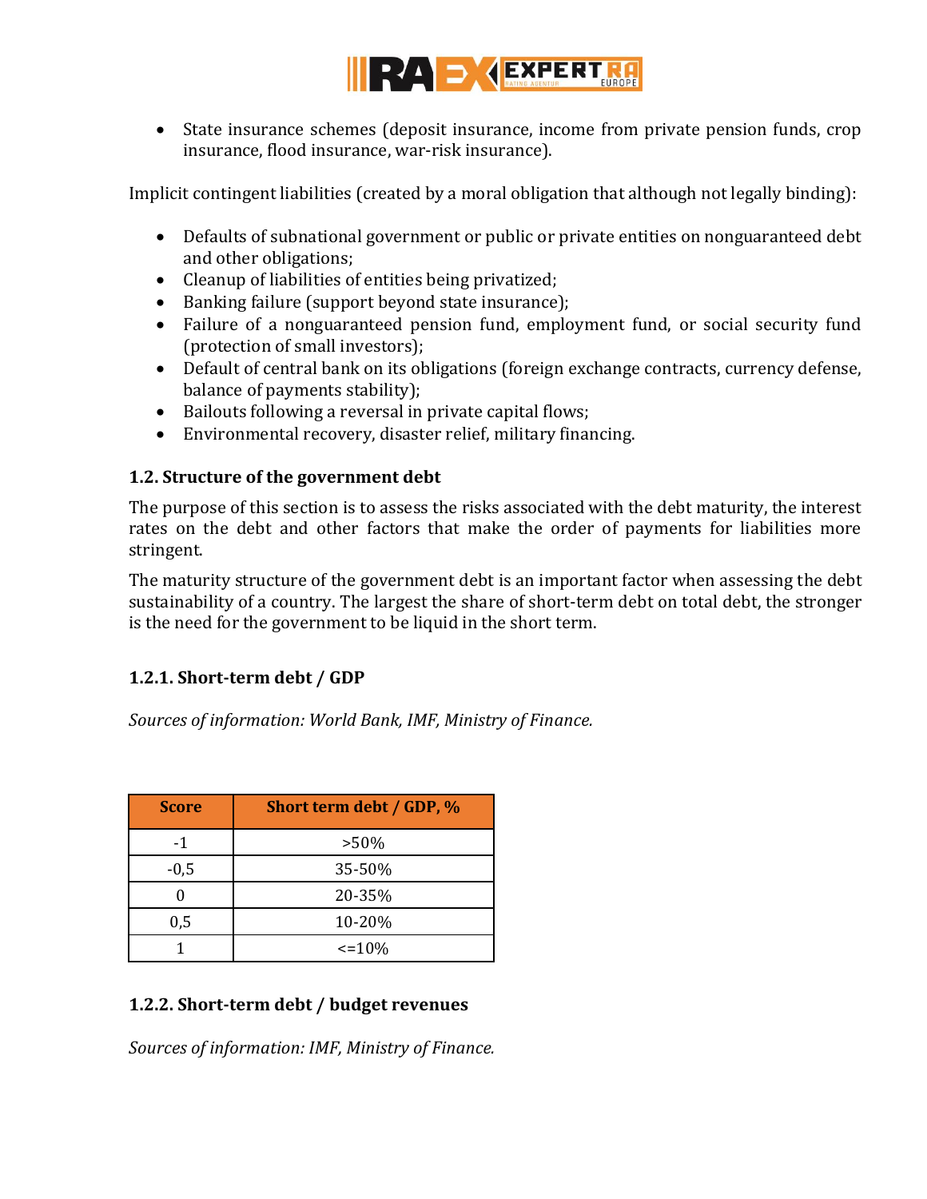- State insurance schemes (deposit insurance, income from private pension funds, crop insurance, flood insurance, war-risk insurance).

Implicit contingent liabilities (created by a moral obligation that although not legally binding):

- Defaults of subnational government or public or private entities on nonguaranteed debt and other obligations;
- Cleanup of liabilities of entities being privatized;
- Banking failure (support beyond state insurance);
- Failure of a nonguaranteed pension fund, employment fund, or social security fund (protection of small investors);
- Default of central bank on its obligations (foreign exchange contracts, currency defense, balance of payments stability);
- Bailouts following a reversal in private capital flows;
- Environmental recovery, disaster relief, military financing.

### 1.2. Structure of the government debt

The purpose of this section is to assess the risks associated with the debt maturity, the interest rates on the debt and other factors that make the order of payments for liabilities more stringent.

The maturity structure of the government debt is an important factor when assessing the debt sustainability of a country. The largest the share of short-term debt on total debt, the stronger is the need for the government to be liquid in the short term.

#### 1.2.1. Short-term debt / GDP

*Sources of information: World Bank, IMF, Ministry of Finance.*

| Score | Short term debt / GDP, % |
|---|---|
| -1 | >50% |
| -0,5 | 35-50% |
| 0 | 20-35% |
| 0,5 | 10-20% |
| 1 | <=10% |

#### 1.2.2. Short-term debt / budget revenues

*Sources of information: IMF, Ministry of Finance.*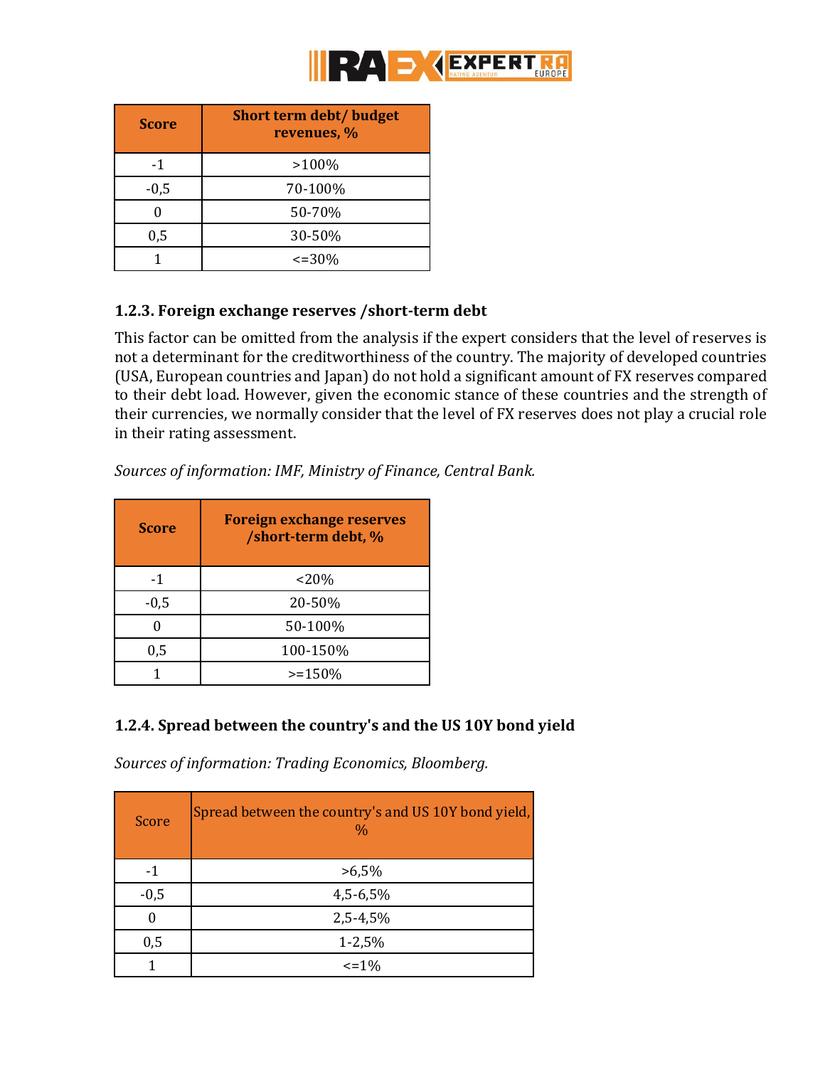| Score | Short term debt/ budget revenues, % |
|---|---|
| -1 | >100% |
| -0,5 | 70-100% |
| 0 | 50-70% |
| 0,5 | 30-50% |
| 1 | <=30% |

### 1.2.3. Foreign exchange reserves /short-term debt

This factor can be omitted from the analysis if the expert considers that the level of reserves is not a determinant for the creditworthiness of the country. The majority of developed countries (USA, European countries and Japan) do not hold a significant amount of FX reserves compared to their debt load. However, given the economic stance of these countries and the strength of their currencies, we normally consider that the level of FX reserves does not play a crucial role in their rating assessment.

*Sources of information: IMF, Ministry of Finance, Central Bank.*

| Score | Foreign exchange reserves /short-term debt, % |
|---|---|
| -1 | <20% |
| -0,5 | 20-50% |
| 0 | 50-100% |
| 0,5 | 100-150% |
| 1 | >=150% |

### 1.2.4. Spread between the country's and the US 10Y bond yield

*Sources of information: Trading Economics, Bloomberg.*

| Score | Spread between the country's and US 10Y bond yield, % |
|---|---|
| -1 | >6,5% |
| -0,5 | 4,5-6,5% |
| 0 | 2,5-4,5% |
| 0,5 | 1-2,5% |
| 1 | <=1% |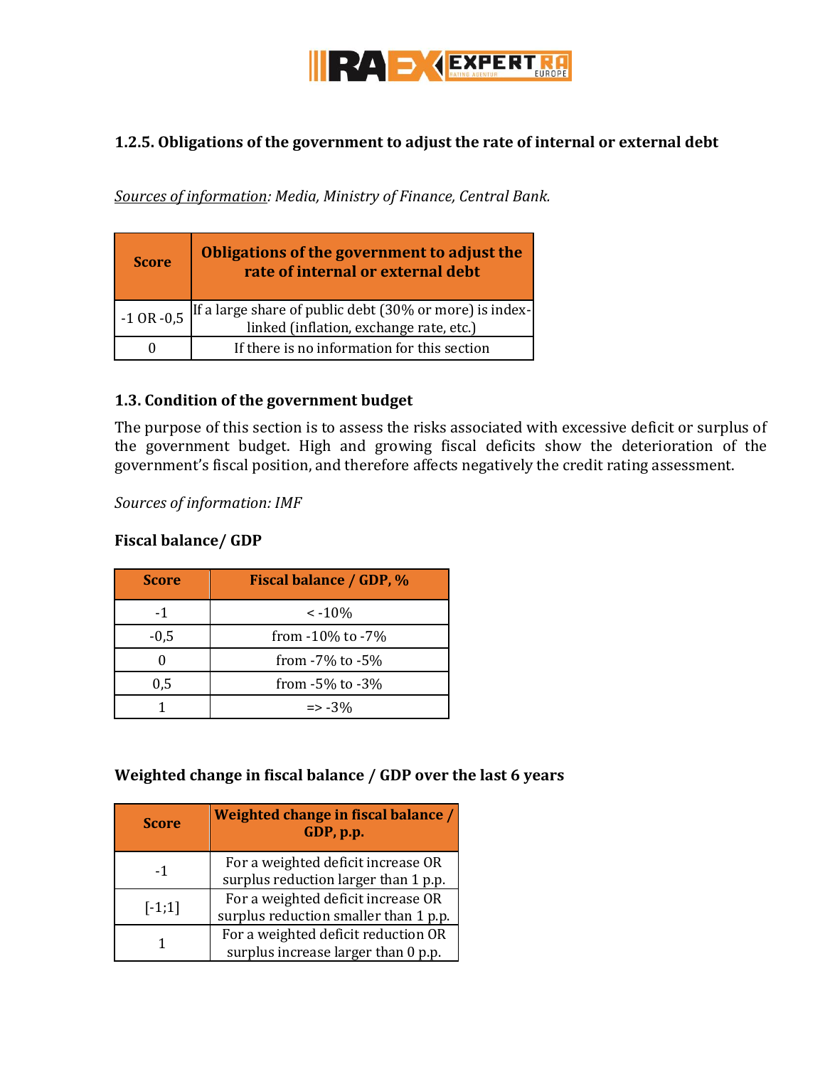### 1.2.5. Obligations of the government to adjust the rate of internal or external debt

*Sources of information: Media, Ministry of Finance, Central Bank.*

| Score | Obligations of the government to adjust the rate of internal or external debt |
|---|---|
| -1 OR -0,5 | If a large share of public debt (30% or more) is index-linked (inflation, exchange rate, etc.) |
| 0 | If there is no information for this section |

### 1.3. Condition of the government budget

The purpose of this section is to assess the risks associated with excessive deficit or surplus of the government budget. High and growing fiscal deficits show the deterioration of the government's fiscal position, and therefore affects negatively the credit rating assessment.

*Sources of information: IMF*

**Fiscal balance/ GDP**

| Score | Fiscal balance / GDP, % |
|---|---|
| -1 | < -10% |
| -0,5 | from -10% to -7% |
| 0 | from -7% to -5% |
| 0,5 | from -5% to -3% |
| 1 | => -3% |

**Weighted change in fiscal balance / GDP over the last 6 years**

| Score | Weighted change in fiscal balance / GDP, p.p. |
|---|---|
| -1 | For a weighted deficit increase OR surplus reduction larger than 1 p.p. |
| [-1;1] | For a weighted deficit increase OR surplus reduction smaller than 1 p.p. |
| 1 | For a weighted deficit reduction OR surplus increase larger than 0 p.p. |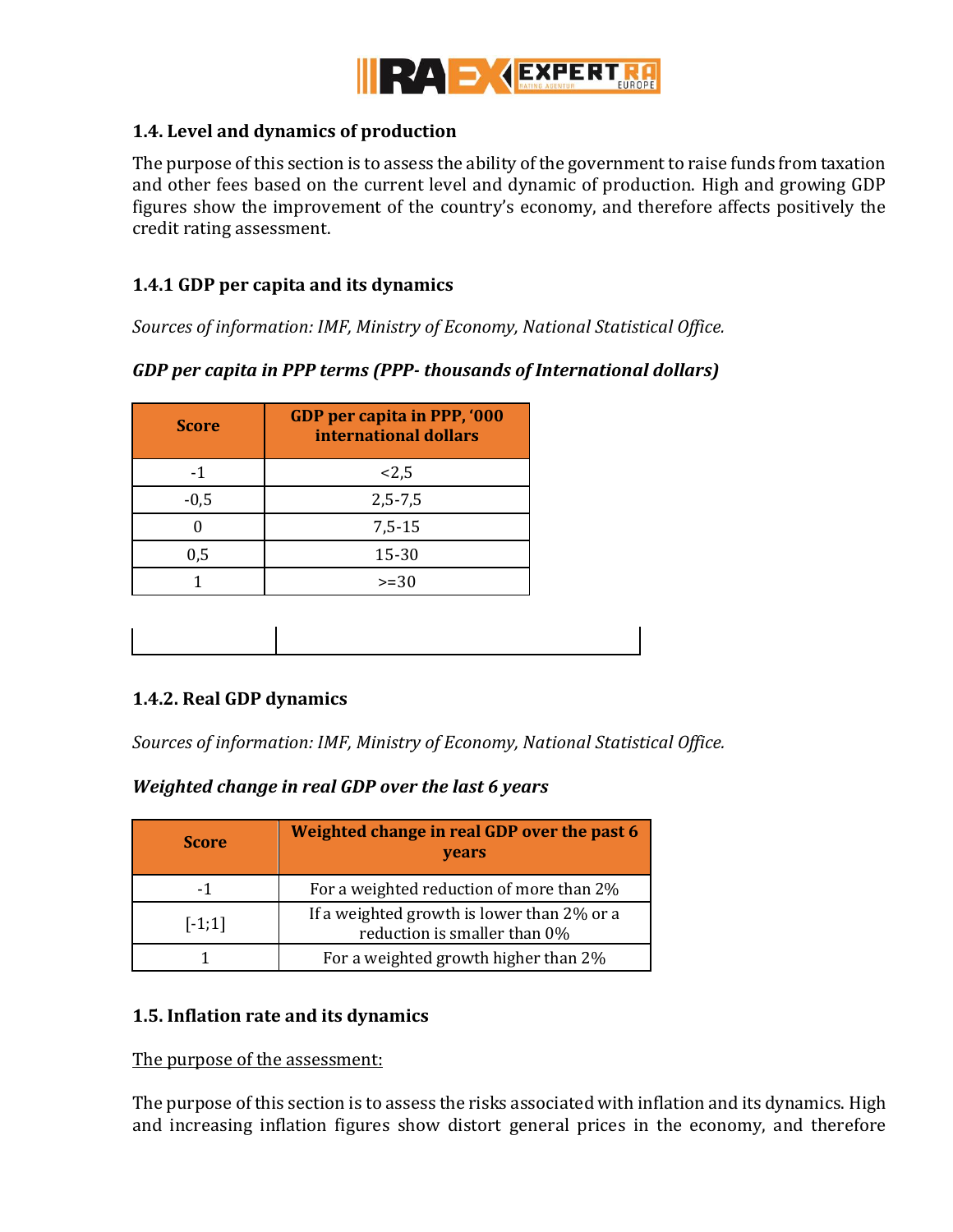### 1.4. Level and dynamics of production

The purpose of this section is to assess the ability of the government to raise funds from taxation and other fees based on the current level and dynamic of production. High and growing GDP figures show the improvement of the country's economy, and therefore affects positively the credit rating assessment.

#### 1.4.1 GDP per capita and its dynamics

*Sources of information: IMF, Ministry of Economy, National Statistical Office.*

***GDP per capita in PPP terms (PPP- thousands of International dollars)***

| Score | GDP per capita in PPP, '000 international dollars |
|---|---|
| -1 | <2,5 |
| -0,5 | 2,5-7,5 |
| 0 | 7,5-15 |
| 0,5 | 15-30 |
| 1 | >=30 |

#### 1.4.2. Real GDP dynamics

*Sources of information: IMF, Ministry of Economy, National Statistical Office.*

***Weighted change in real GDP over the last 6 years***

| Score | Weighted change in real GDP over the past 6 years |
|---|---|
| -1 | For a weighted reduction of more than 2% |
| [-1;1] | If a weighted growth is lower than 2% or a reduction is smaller than 0% |
| 1 | For a weighted growth higher than 2% |

### 1.5. Inflation rate and its dynamics

The purpose of the assessment:

The purpose of this section is to assess the risks associated with inflation and its dynamics. High and increasing inflation figures show distort general prices in the economy, and therefore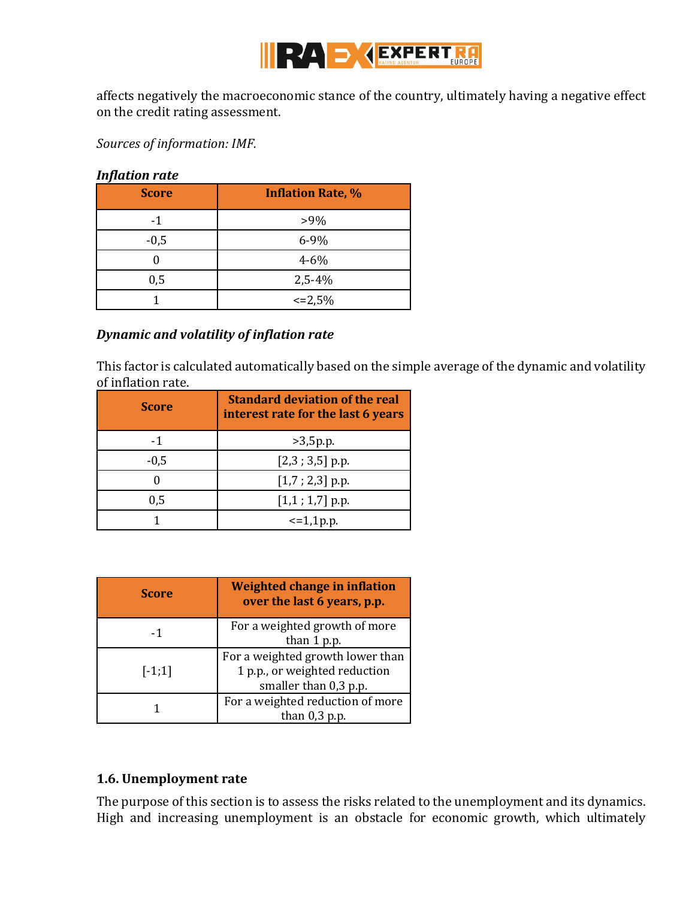affects negatively the macroeconomic stance of the country, ultimately having a negative effect on the credit rating assessment.

*Sources of information: IMF.*

***Inflation rate***

| Score | Inflation Rate, % |
|---|---|
| -1 | >9% |
| -0,5 | 6-9% |
| 0 | 4-6% |
| 0,5 | 2,5-4% |
| 1 | <=2,5% |

***Dynamic and volatility of inflation rate***

This factor is calculated automatically based on the simple average of the dynamic and volatility of inflation rate.

| Score | Standard deviation of the real interest rate for the last 6 years |
|---|---|
| -1 | >3,5p.p. |
| -0,5 | [2,3 ; 3,5] p.p. |
| 0 | [1,7 ; 2,3] p.p. |
| 0,5 | [1,1 ; 1,7] p.p. |
| 1 | <=1,1p.p. |

| Score | Weighted change in inflation over the last 6 years, p.p. |
|---|---|
| -1 | For a weighted growth of more than 1 p.p. |
| [-1;1] | For a weighted growth lower than 1 p.p., or weighted reduction smaller than 0,3 p.p. |
| 1 | For a weighted reduction of more than 0,3 p.p. |

### 1.6. Unemployment rate

The purpose of this section is to assess the risks related to the unemployment and its dynamics. High and increasing unemployment is an obstacle for economic growth, which ultimately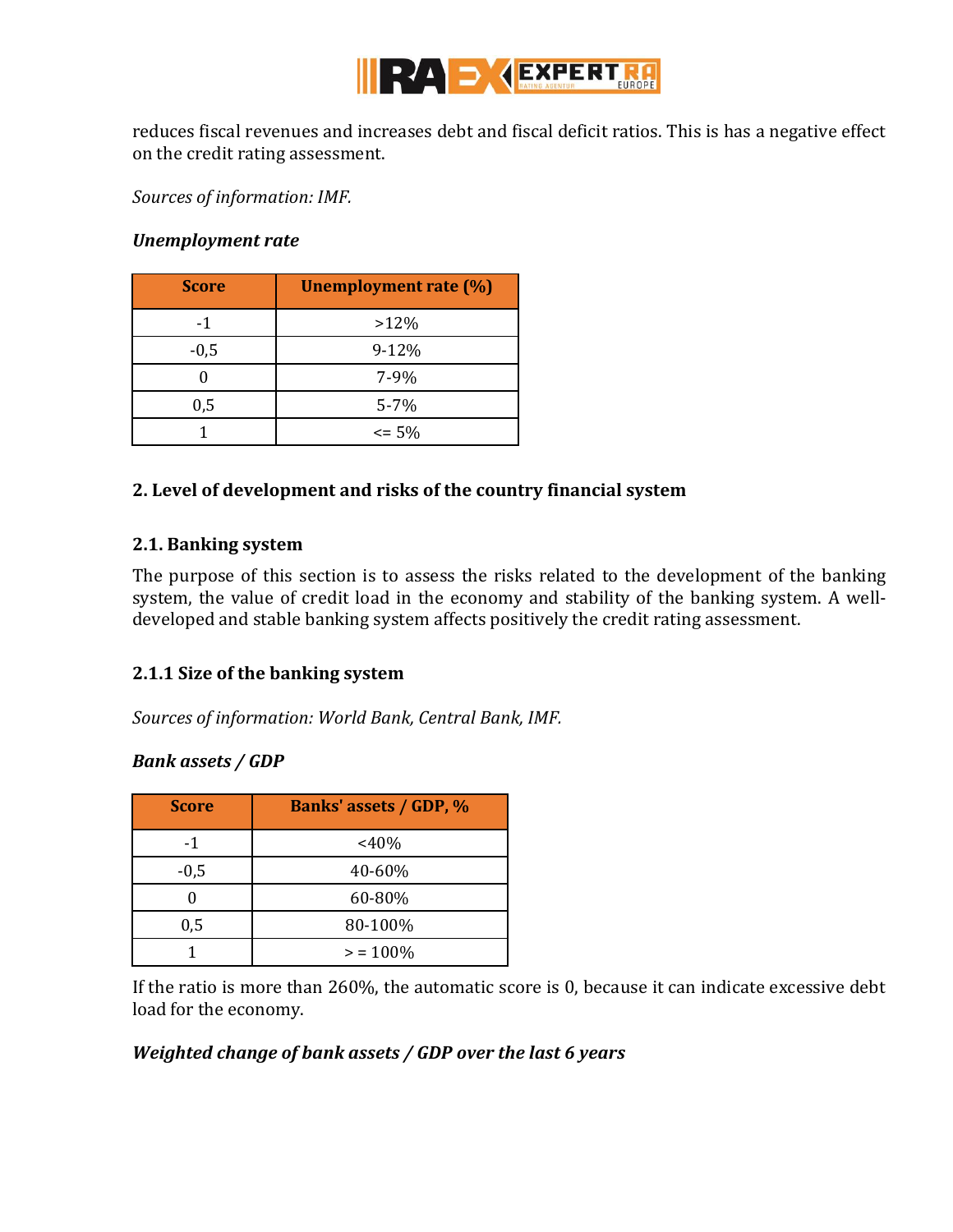reduces fiscal revenues and increases debt and fiscal deficit ratios. This is has a negative effect on the credit rating assessment.

*Sources of information: IMF.*

***Unemployment rate***

| Score | Unemployment rate (%) |
|---|---|
| -1 | >12% |
| -0,5 | 9-12% |
| 0 | 7-9% |
| 0,5 | 5-7% |
| 1 | <= 5% |

### 2. Level of development and risks of the country financial system

### 2.1. Banking system

The purpose of this section is to assess the risks related to the development of the banking system, the value of credit load in the economy and stability of the banking system. A well-developed and stable banking system affects positively the credit rating assessment.

### 2.1.1 Size of the banking system

*Sources of information: World Bank, Central Bank, IMF.*

***Bank assets / GDP***

| Score | Banks' assets / GDP, % |
|---|---|
| -1 | <40% |
| -0,5 | 40-60% |
| 0 | 60-80% |
| 0,5 | 80-100% |
| 1 | > = 100% |

If the ratio is more than 260%, the automatic score is 0, because it can indicate excessive debt load for the economy.

***Weighted change of bank assets / GDP over the last 6 years***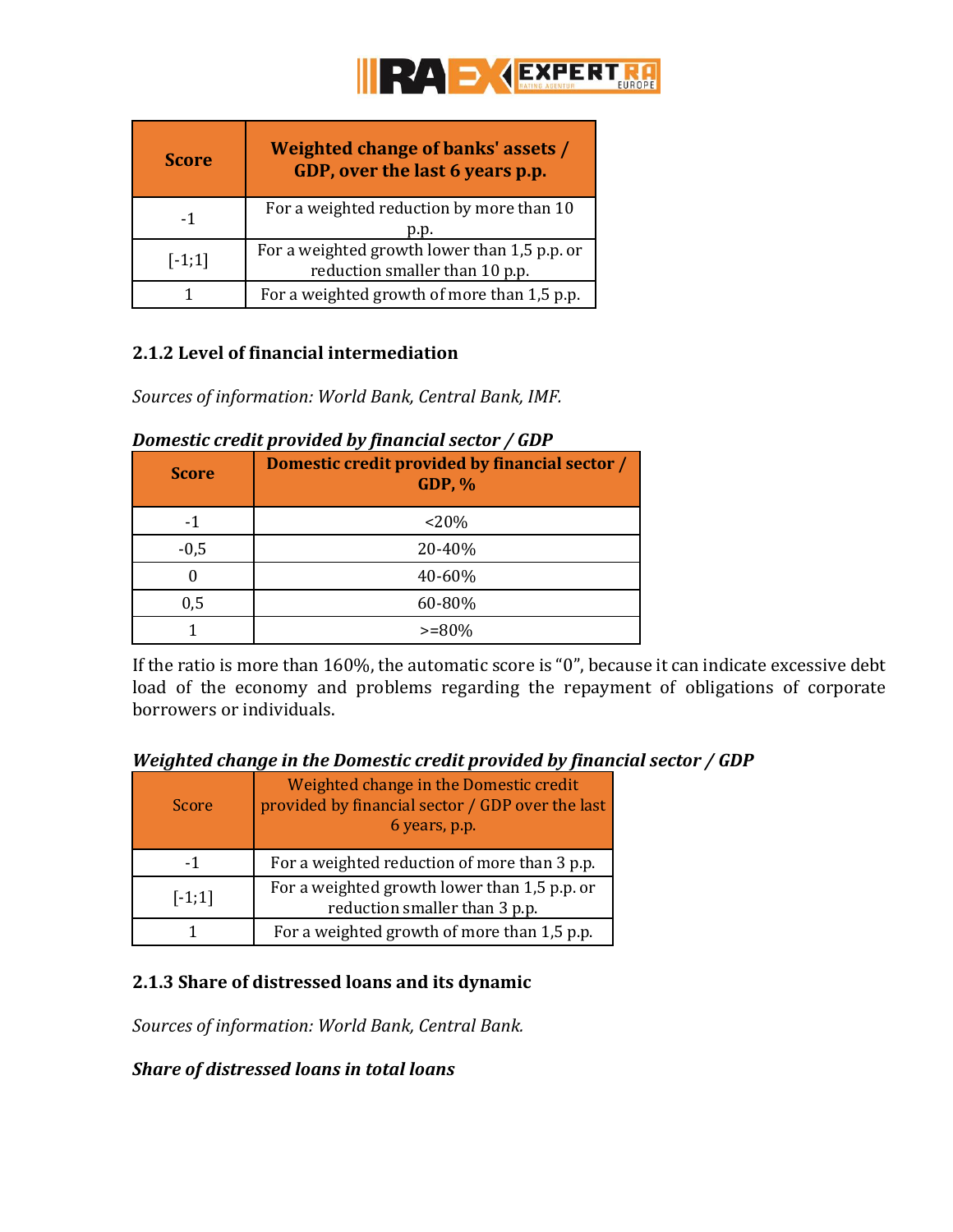| Score | Weighted change of banks' assets / GDP, over the last 6 years p.p. |
|---|---|
| -1 | For a weighted reduction by more than 10 p.p. |
| [-1;1] | For a weighted growth lower than 1,5 p.p. or reduction smaller than 10 p.p. |
| 1 | For a weighted growth of more than 1,5 p.p. |

### 2.1.2 Level of financial intermediation

*Sources of information: World Bank, Central Bank, IMF.*

***Domestic credit provided by financial sector / GDP***

| Score | Domestic credit provided by financial sector / GDP, % |
|---|---|
| -1 | <20% |
| -0,5 | 20-40% |
| 0 | 40-60% |
| 0,5 | 60-80% |
| 1 | >=80% |

If the ratio is more than 160%, the automatic score is "0", because it can indicate excessive debt load of the economy and problems regarding the repayment of obligations of corporate borrowers or individuals.

***Weighted change in the Domestic credit provided by financial sector / GDP***

| Score | Weighted change in the Domestic credit provided by financial sector / GDP over the last 6 years, p.p. |
|---|---|
| -1 | For a weighted reduction of more than 3 p.p. |
| [-1;1] | For a weighted growth lower than 1,5 p.p. or reduction smaller than 3 p.p. |
| 1 | For a weighted growth of more than 1,5 p.p. |

### 2.1.3 Share of distressed loans and its dynamic

*Sources of information: World Bank, Central Bank.*

***Share of distressed loans in total loans***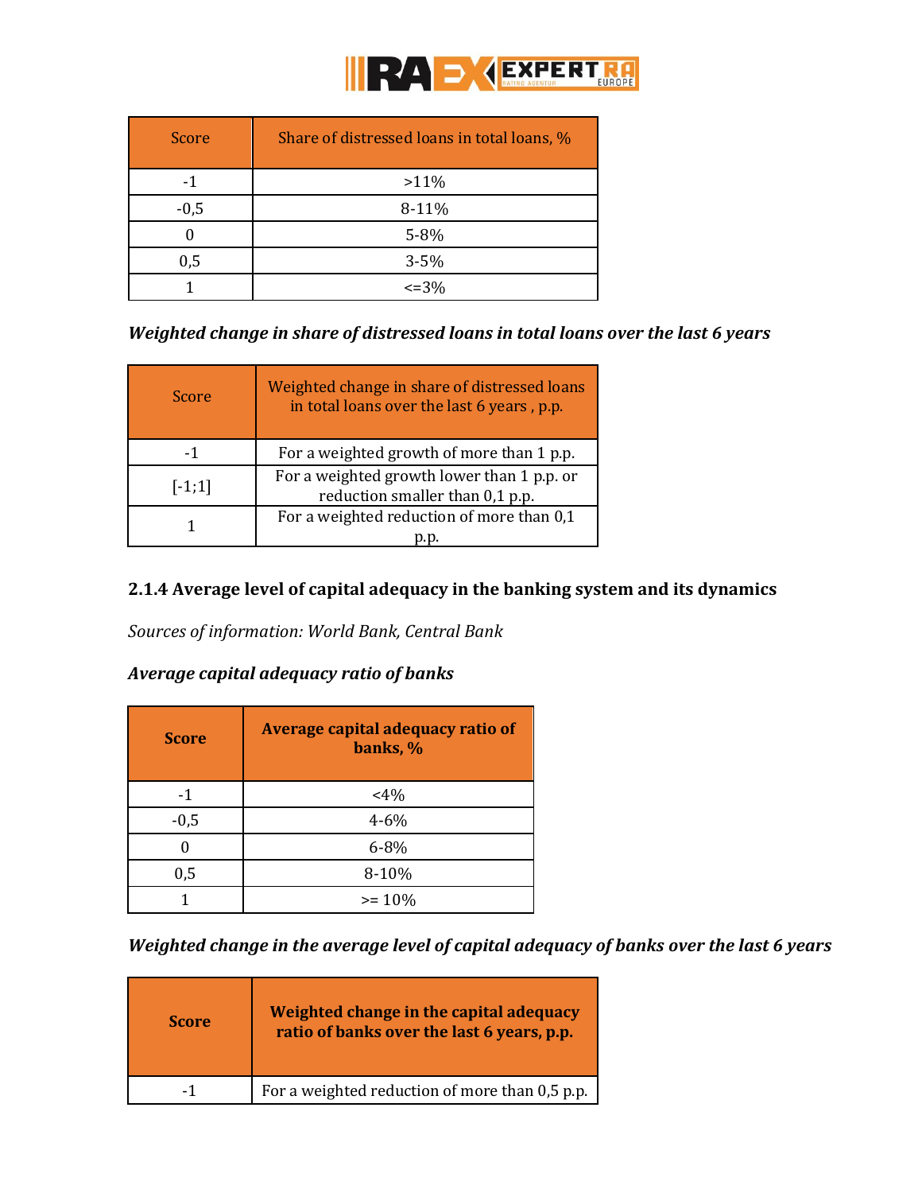| Score | Share of distressed loans in total loans, % |
|---|---|
| -1 | >11% |
| -0,5 | 8-11% |
| 0 | 5-8% |
| 0,5 | 3-5% |
| 1 | <=3% |

***Weighted change in share of distressed loans in total loans over the last 6 years***

| Score | Weighted change in share of distressed loans in total loans over the last 6 years , p.p. |
|---|---|
| -1 | For a weighted growth of more than 1 p.p. |
| [-1;1] | For a weighted growth lower than 1 p.p. or reduction smaller than 0,1 p.p. |
| 1 | For a weighted reduction of more than 0,1 p.p. |

### 2.1.4 Average level of capital adequacy in the banking system and its dynamics

*Sources of information: World Bank, Central Bank*

***Average capital adequacy ratio of banks***

| **Score** | **Average capital adequacy ratio of banks, %** |
|---|---|
| -1 | <4% |
| -0,5 | 4-6% |
| 0 | 6-8% |
| 0,5 | 8-10% |
| 1 | >= 10% |

***Weighted change in the average level of capital adequacy of banks over the last 6 years***

| **Score** | **Weighted change in the capital adequacy ratio of banks over the last 6 years, p.p.** |
|---|---|
| -1 | For a weighted reduction of more than 0,5 p.p. |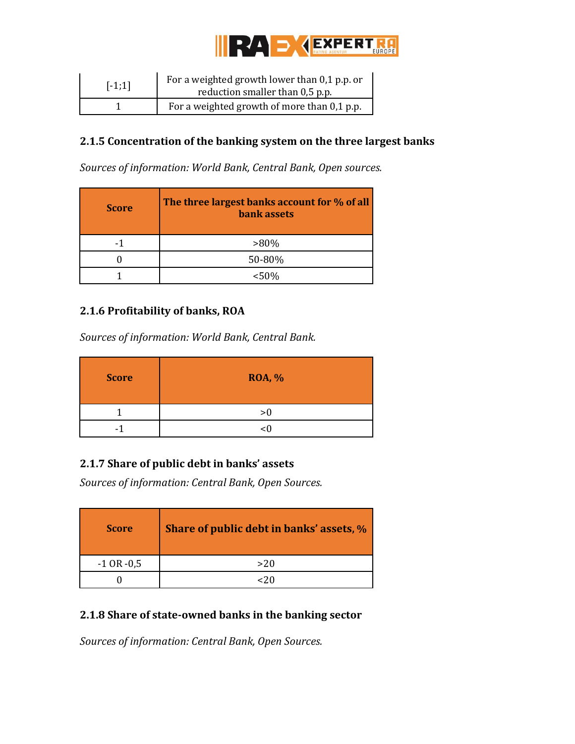| [-1;1] | For a weighted growth lower than 0,1 p.p. or reduction smaller than 0,5 p.p. |
|---|---|
| 1 | For a weighted growth of more than 0,1 p.p. |

### 2.1.5 Concentration of the banking system on the three largest banks

*Sources of information: World Bank, Central Bank, Open sources.*

| Score | The three largest banks account for % of all bank assets |
|---|---|
| -1 | >80% |
| 0 | 50-80% |
| 1 | <50% |

### 2.1.6 Profitability of banks, ROA

*Sources of information: World Bank, Central Bank.*

| Score | ROA, % |
|---|---|
| 1 | >0 |
| -1 | <0 |

### 2.1.7 Share of public debt in banks' assets

*Sources of information: Central Bank, Open Sources.*

| Score | Share of public debt in banks' assets, % |
|---|---|
| -1 OR -0,5 | >20 |
| 0 | <20 |

### 2.1.8 Share of state-owned banks in the banking sector

*Sources of information: Central Bank, Open Sources.*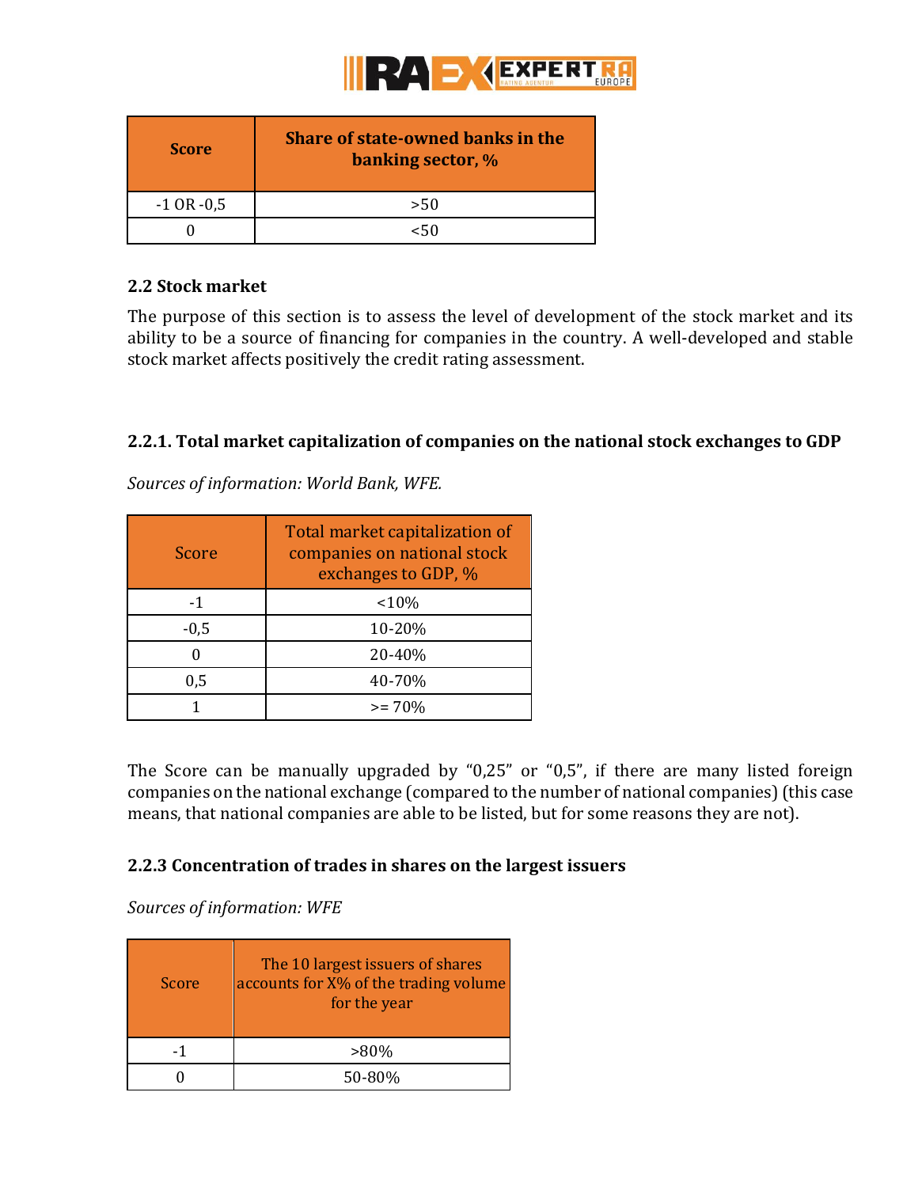| Score | Share of state-owned banks in the banking sector, % |
| --- | --- |
| -1 OR -0,5 | >50 |
| 0 | <50 |

### 2.2 Stock market

The purpose of this section is to assess the level of development of the stock market and its ability to be a source of financing for companies in the country. A well-developed and stable stock market affects positively the credit rating assessment.

#### 2.2.1. Total market capitalization of companies on the national stock exchanges to GDP

*Sources of information: World Bank, WFE.*

| Score | Total market capitalization of companies on national stock exchanges to GDP, % |
| --- | --- |
| -1 | <10% |
| -0,5 | 10-20% |
| 0 | 20-40% |
| 0,5 | 40-70% |
| 1 | >= 70% |

The Score can be manually upgraded by “0,25” or “0,5”, if there are many listed foreign companies on the national exchange (compared to the number of national companies) (this case means, that national companies are able to be listed, but for some reasons they are not).

#### 2.2.3 Concentration of trades in shares on the largest issuers

*Sources of information: WFE*

| Score | The 10 largest issuers of shares accounts for X% of the trading volume for the year |
| --- | --- |
| -1 | >80% |
| 0 | 50-80% |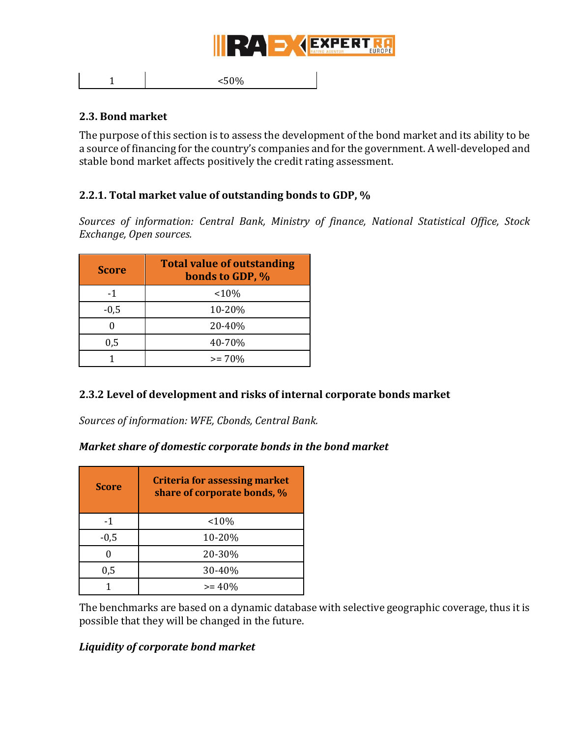| 1 | <50% |
|---|---|

### 2.3. Bond market

The purpose of this section is to assess the development of the bond market and its ability to be a source of financing for the country's companies and for the government. A well-developed and stable bond market affects positively the credit rating assessment.

### 2.2.1. Total market value of outstanding bonds to GDP, %

*Sources of information: Central Bank, Ministry of finance, National Statistical Office, Stock Exchange, Open sources.*

| Score | Total value of outstanding bonds to GDP, % |
|---|---|
| -1 | <10% |
| -0,5 | 10-20% |
| 0 | 20-40% |
| 0,5 | 40-70% |
| 1 | >= 70% |

### 2.3.2 Level of development and risks of internal corporate bonds market

*Sources of information: WFE, Cbonds, Central Bank.*

***Market share of domestic corporate bonds in the bond market***

| Score | Criteria for assessing market share of corporate bonds, % |
|---|---|
| -1 | <10% |
| -0,5 | 10-20% |
| 0 | 20-30% |
| 0,5 | 30-40% |
| 1 | >= 40% |

The benchmarks are based on a dynamic database with selective geographic coverage, thus it is possible that they will be changed in the future.

***Liquidity of corporate bond market***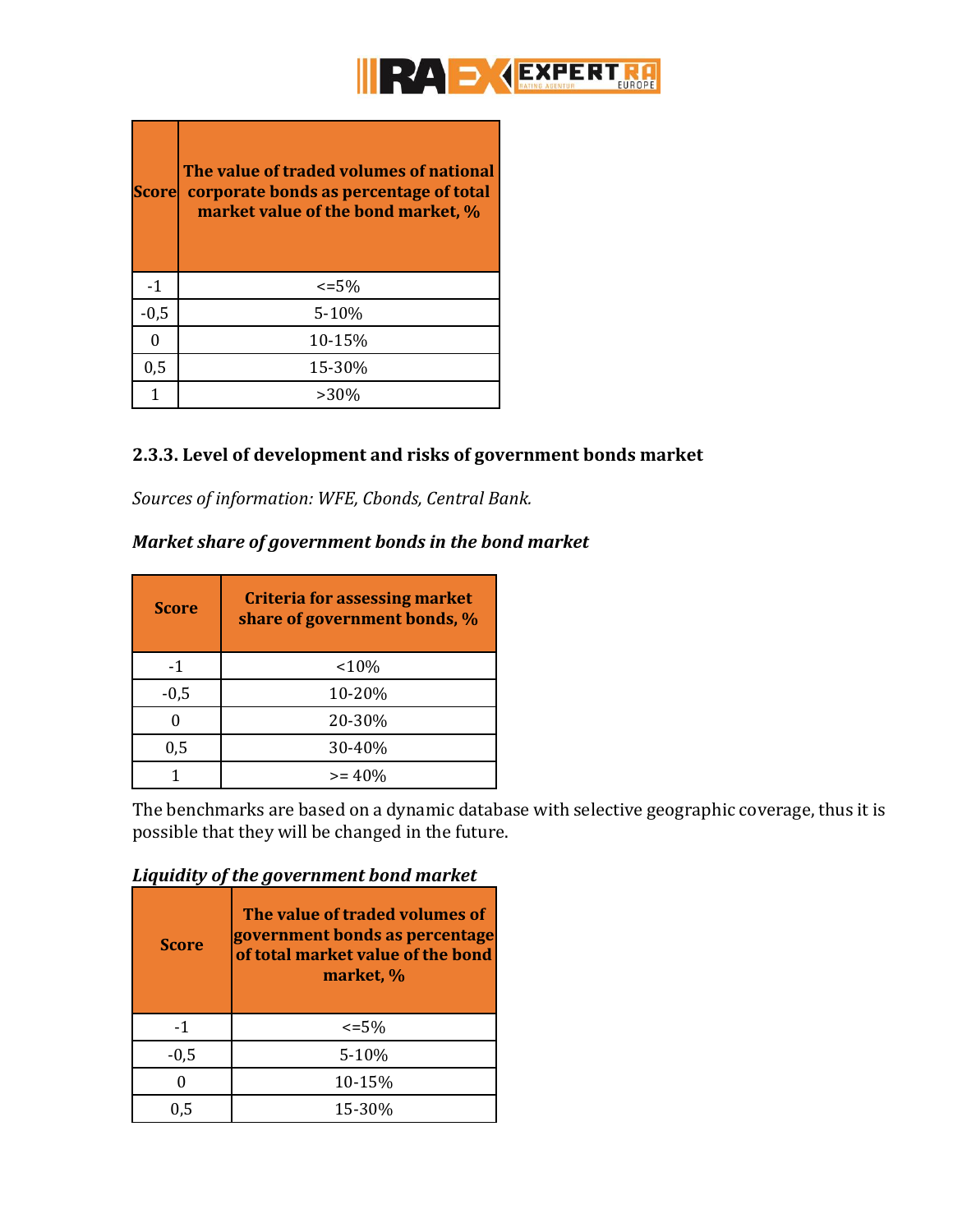| Score | The value of traded volumes of national corporate bonds as percentage of total market value of the bond market, % |
|---|---|
| -1 | <=5% |
| -0,5 | 5-10% |
| 0 | 10-15% |
| 0,5 | 15-30% |
| 1 | >30% |

### 2.3.3. Level of development and risks of government bonds market

*Sources of information: WFE, Cbonds, Central Bank.*

***Market share of government bonds in the bond market***

| Score | Criteria for assessing market share of government bonds, % |
|---|---|
| -1 | <10% |
| -0,5 | 10-20% |
| 0 | 20-30% |
| 0,5 | 30-40% |
| 1 | >= 40% |

The benchmarks are based on a dynamic database with selective geographic coverage, thus it is possible that they will be changed in the future.

***Liquidity of the government bond market***

| Score | The value of traded volumes of government bonds as percentage of total market value of the bond market, % |
|---|---|
| -1 | <=5% |
| -0,5 | 5-10% |
| 0 | 10-15% |
| 0,5 | 15-30% |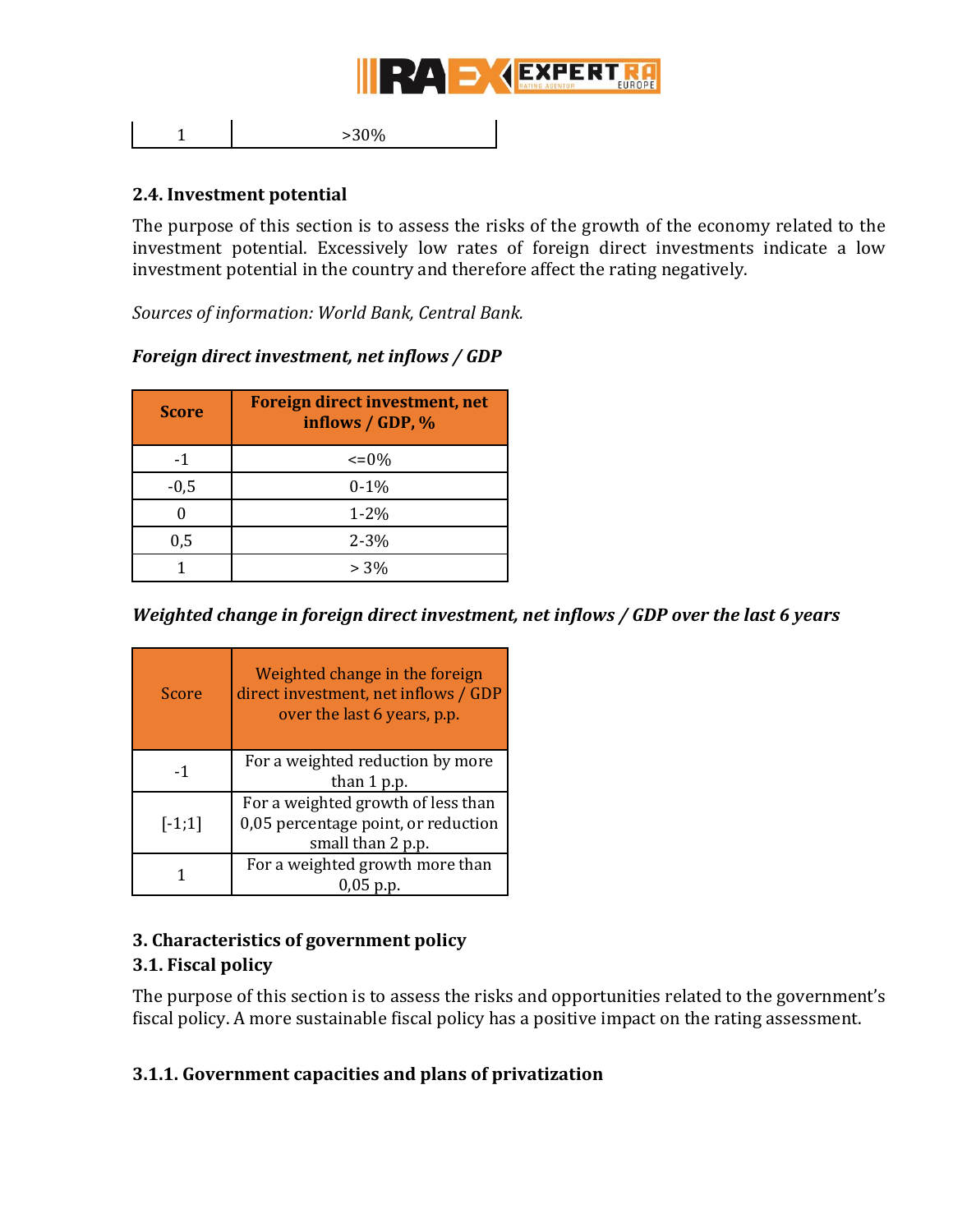| 1 | >30% |
|---|---|

### 2.4. Investment potential

The purpose of this section is to assess the risks of the growth of the economy related to the investment potential. Excessively low rates of foreign direct investments indicate a low investment potential in the country and therefore affect the rating negatively.

*Sources of information: World Bank, Central Bank.*

***Foreign direct investment, net inflows / GDP***

| Score | Foreign direct investment, net inflows / GDP, % |
|---|---|
| -1 | <=0% |
| -0,5 | 0-1% |
| 0 | 1-2% |
| 0,5 | 2-3% |
| 1 | > 3% |

***Weighted change in foreign direct investment, net inflows / GDP over the last 6 years***

| Score | Weighted change in the foreign direct investment, net inflows / GDP over the last 6 years, p.p. |
|---|---|
| -1 | For a weighted reduction by more than 1 p.p. |
| [-1;1] | For a weighted growth of less than 0,05 percentage point, or reduction small than 2 p.p. |
| 1 | For a weighted growth more than 0,05 p.p. |

## 3. Characteristics of government policy

### 3.1. Fiscal policy

The purpose of this section is to assess the risks and opportunities related to the government's fiscal policy. A more sustainable fiscal policy has a positive impact on the rating assessment.

#### 3.1.1. Government capacities and plans of privatization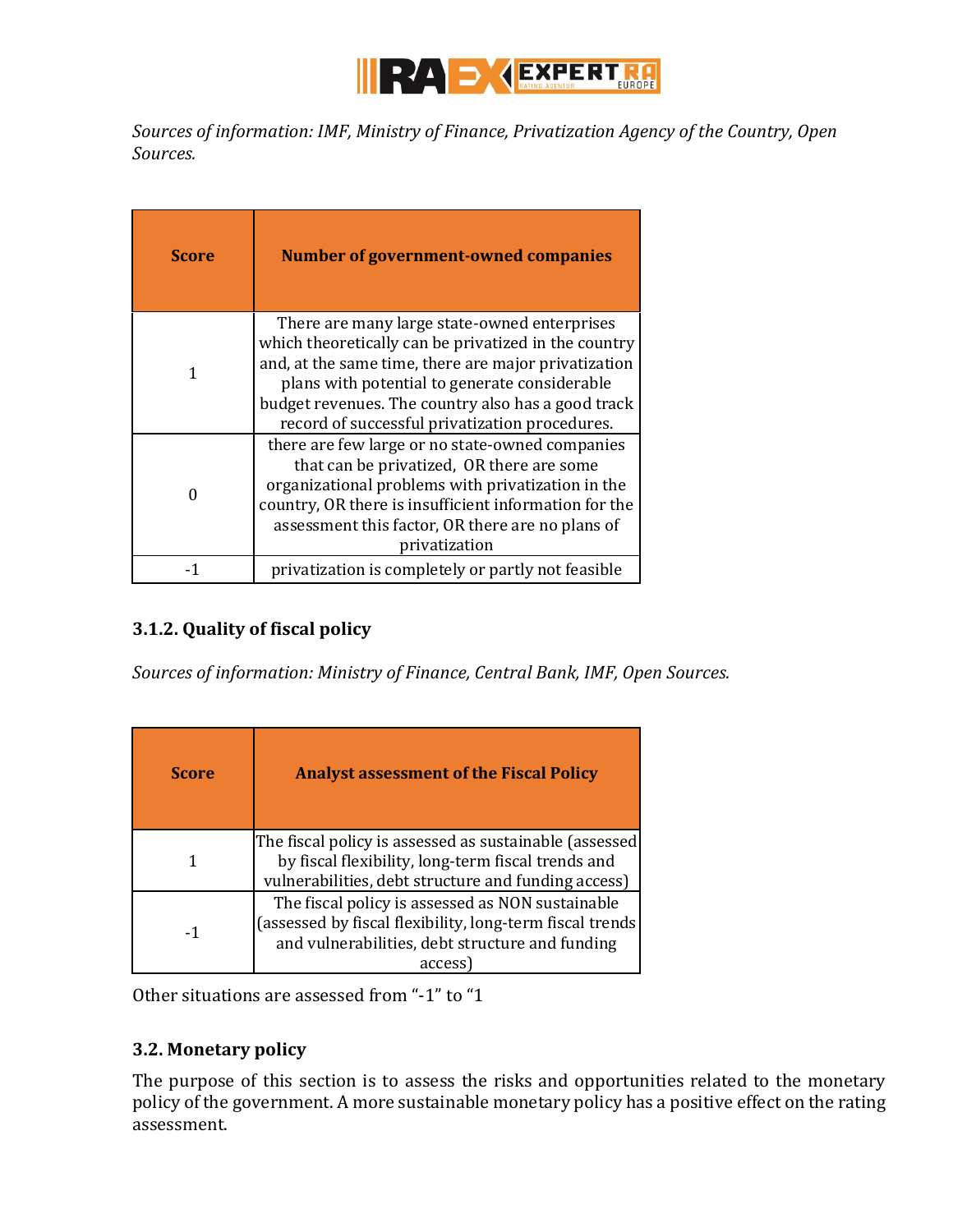*Sources of information: IMF, Ministry of Finance, Privatization Agency of the Country, Open Sources.*

| Score | Number of government-owned companies |
|---|---|
| 1 | There are many large state-owned enterprises which theoretically can be privatized in the country and, at the same time, there are major privatization plans with potential to generate considerable budget revenues. The country also has a good track record of successful privatization procedures. |
| 0 | there are few large or no state-owned companies that can be privatized, OR there are some organizational problems with privatization in the country, OR there is insufficient information for the assessment this factor, OR there are no plans of privatization |
| -1 | privatization is completely or partly not feasible |

### 3.1.2. Quality of fiscal policy

*Sources of information: Ministry of Finance, Central Bank, IMF, Open Sources.*

| Score | Analyst assessment of the Fiscal Policy |
|---|---|
| 1 | The fiscal policy is assessed as sustainable (assessed by fiscal flexibility, long-term fiscal trends and vulnerabilities, debt structure and funding access) |
| -1 | The fiscal policy is assessed as NON sustainable (assessed by fiscal flexibility, long-term fiscal trends and vulnerabilities, debt structure and funding access) |

Other situations are assessed from "-1" to "1

## 3.2. Monetary policy

The purpose of this section is to assess the risks and opportunities related to the monetary policy of the government. A more sustainable monetary policy has a positive effect on the rating assessment.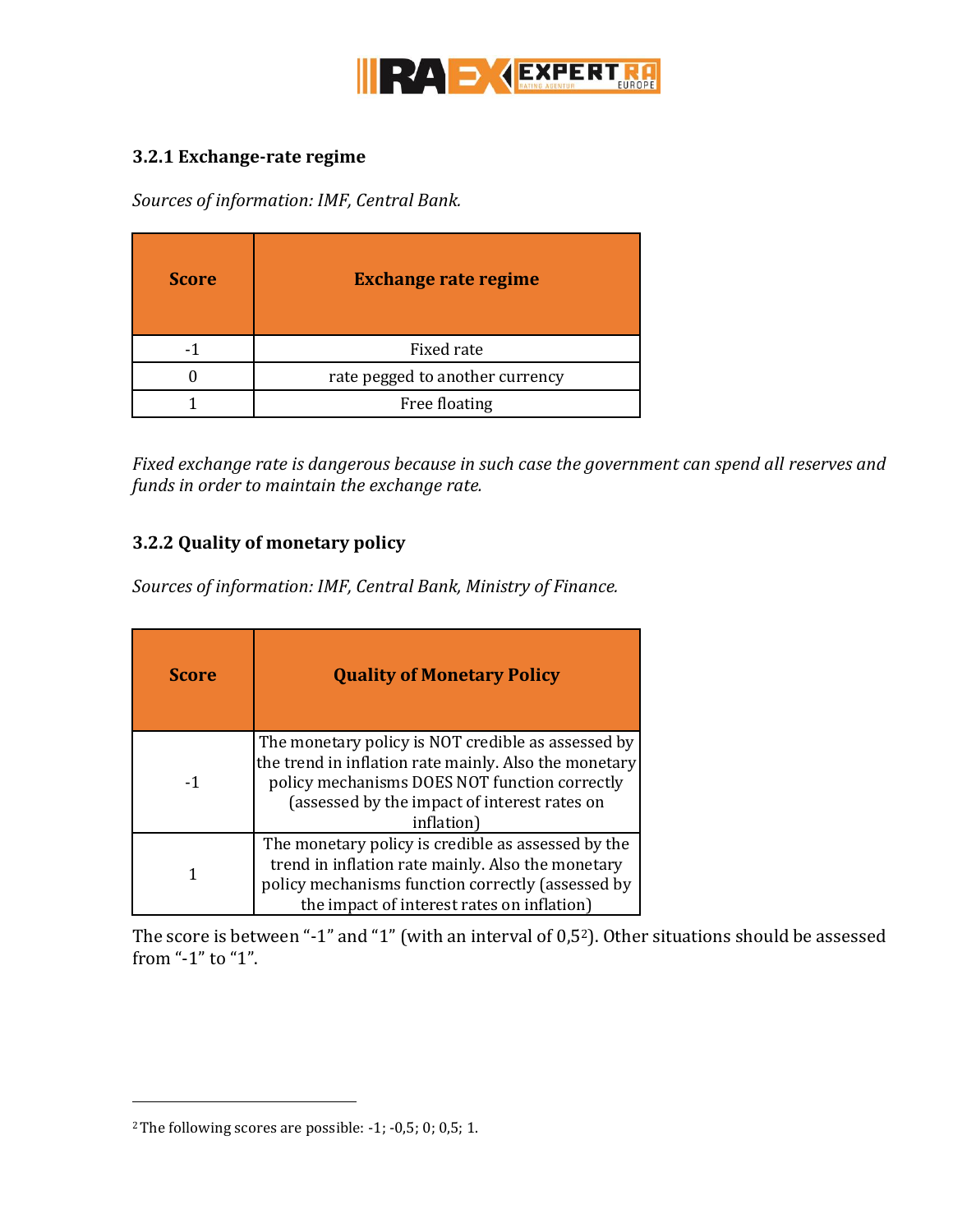### 3.2.1 Exchange-rate regime

*Sources of information: IMF, Central Bank.*

| Score | Exchange rate regime |
|---|---|
| -1 | Fixed rate |
| 0 | rate pegged to another currency |
| 1 | Free floating |

*Fixed exchange rate is dangerous because in such case the government can spend all reserves and funds in order to maintain the exchange rate.*

### 3.2.2 Quality of monetary policy

*Sources of information: IMF, Central Bank, Ministry of Finance.*

| Score | Quality of Monetary Policy |
|---|---|
| -1 | The monetary policy is NOT credible as assessed by the trend in inflation rate mainly. Also the monetary policy mechanisms DOES NOT function correctly (assessed by the impact of interest rates on inflation) |
| 1 | The monetary policy is credible as assessed by the trend in inflation rate mainly. Also the monetary policy mechanisms function correctly (assessed by the impact of interest rates on inflation) |

The score is between "-1" and "1" (with an interval of 0,5[2]). Other situations should be assessed from "-1" to "1".

[2] The following scores are possible: -1; -0,5; 0; 0,5; 1.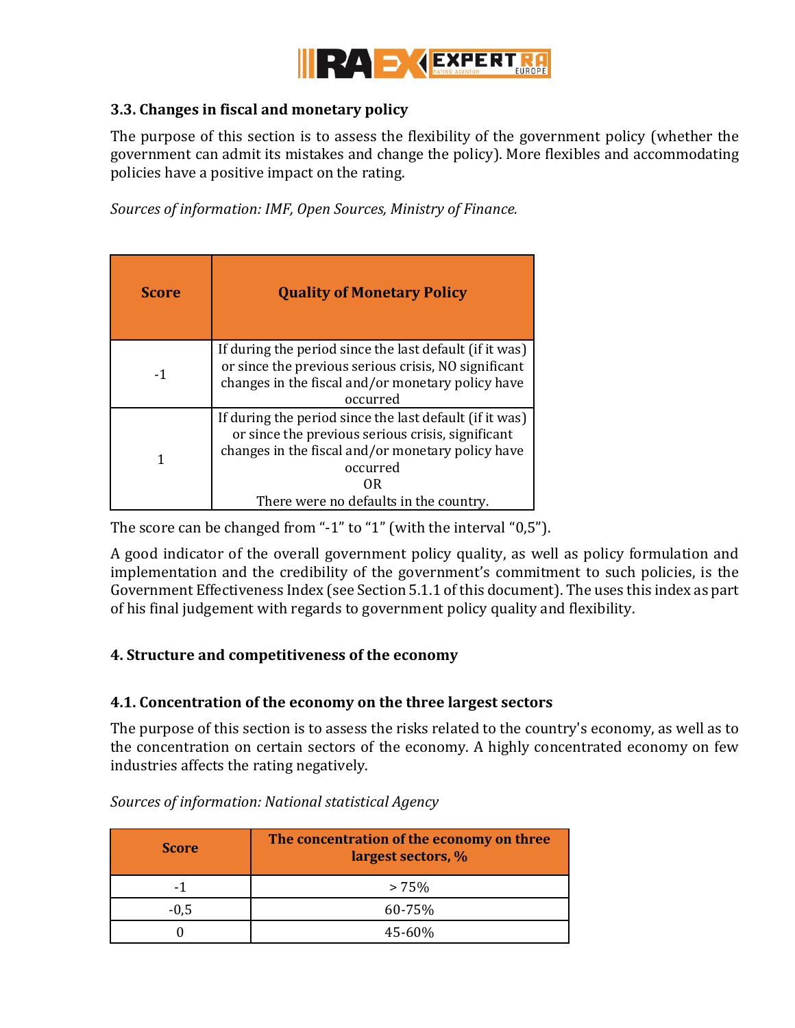### 3.3. Changes in fiscal and monetary policy

The purpose of this section is to assess the flexibility of the government policy (whether the government can admit its mistakes and change the policy). More flexibles and accommodating policies have a positive impact on the rating.

*Sources of information: IMF, Open Sources, Ministry of Finance.*

| Score | Quality of Monetary Policy |
|---|---|
| -1 | If during the period since the last default (if it was) or since the previous serious crisis, NO significant changes in the fiscal and/or monetary policy have occurred |
| 1 | If during the period since the last default (if it was) or since the previous serious crisis, significant changes in the fiscal and/or monetary policy have occurred<br>OR<br>There were no defaults in the country. |

The score can be changed from "-1" to "1" (with the interval "0,5").

A good indicator of the overall government policy quality, as well as policy formulation and implementation and the credibility of the government's commitment to such policies, is the Government Effectiveness Index (see Section 5.1.1 of this document). The uses this index as part of his final judgement with regards to government policy quality and flexibility.

## 4. Structure and competitiveness of the economy

### 4.1. Concentration of the economy on the three largest sectors

The purpose of this section is to assess the risks related to the country's economy, as well as to the concentration on certain sectors of the economy. A highly concentrated economy on few industries affects the rating negatively.

*Sources of information: National statistical Agency*

| Score | The concentration of the economy on three largest sectors, % |
|---|---|
| -1 | > 75% |
| -0,5 | 60-75% |
| 0 | 45-60% |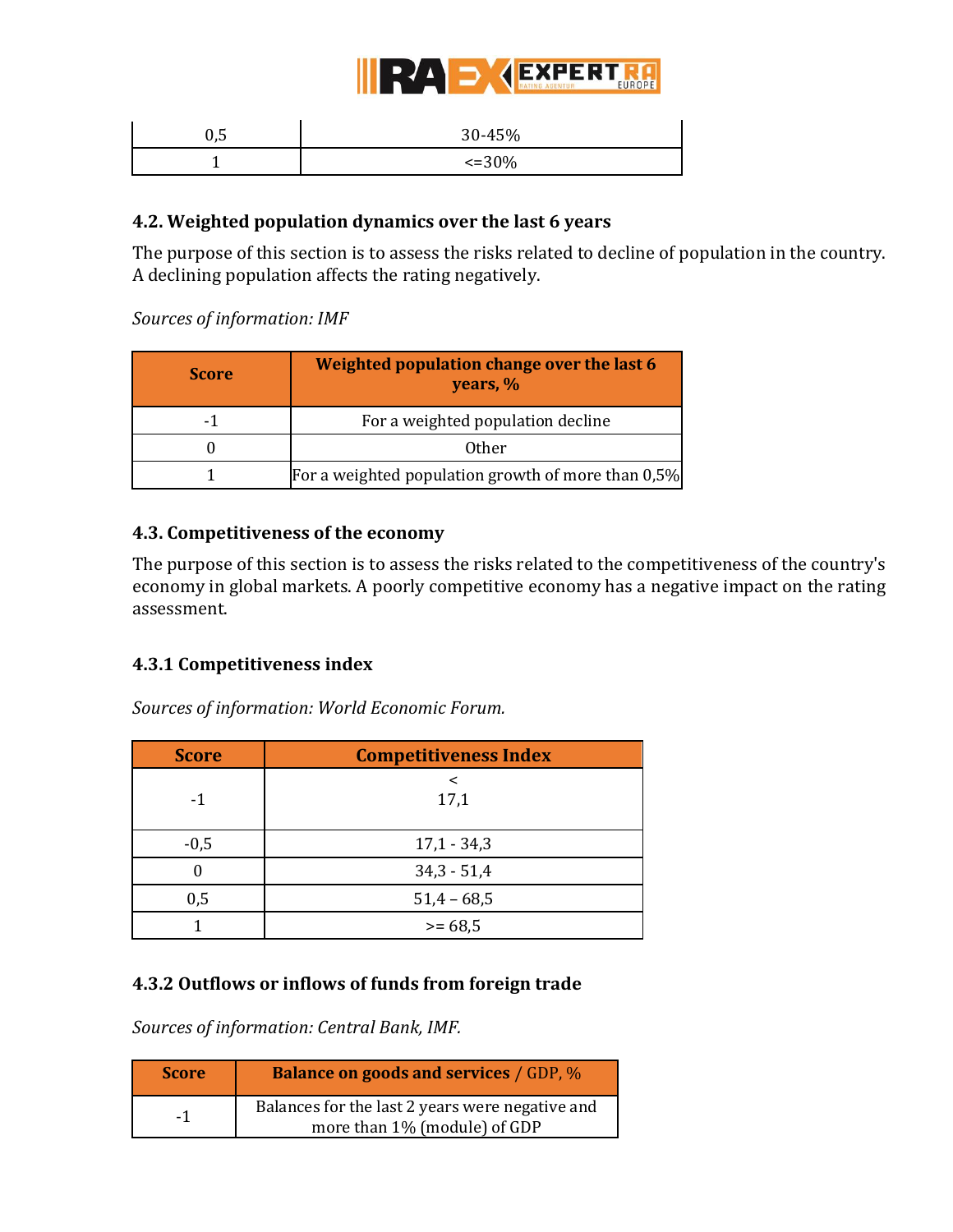| 0,5 | 30-45% |
|---|---|
| 1 | <=30% |

### 4.2. Weighted population dynamics over the last 6 years

The purpose of this section is to assess the risks related to decline of population in the country. A declining population affects the rating negatively.

*Sources of information: IMF*

| Score | Weighted population change over the last 6 years, % |
|---|---|
| -1 | For a weighted population decline |
| 0 | Other |
| 1 | For a weighted population growth of more than 0,5% |

### 4.3. Competitiveness of the economy

The purpose of this section is to assess the risks related to the competitiveness of the country's economy in global markets. A poorly competitive economy has a negative impact on the rating assessment.

#### 4.3.1 Competitiveness index

*Sources of information: World Economic Forum.*

| Score | Competitiveness Index |
|---|---|
| -1 | < 17,1 |
| -0,5 | 17,1 - 34,3 |
| 0 | 34,3 - 51,4 |
| 0,5 | 51,4 – 68,5 |
| 1 | >= 68,5 |

#### 4.3.2 Outflows or inflows of funds from foreign trade

*Sources of information: Central Bank, IMF.*

| Score | Balance on goods and services / GDP, % |
|---|---|
| -1 | Balances for the last 2 years were negative and more than 1% (module) of GDP |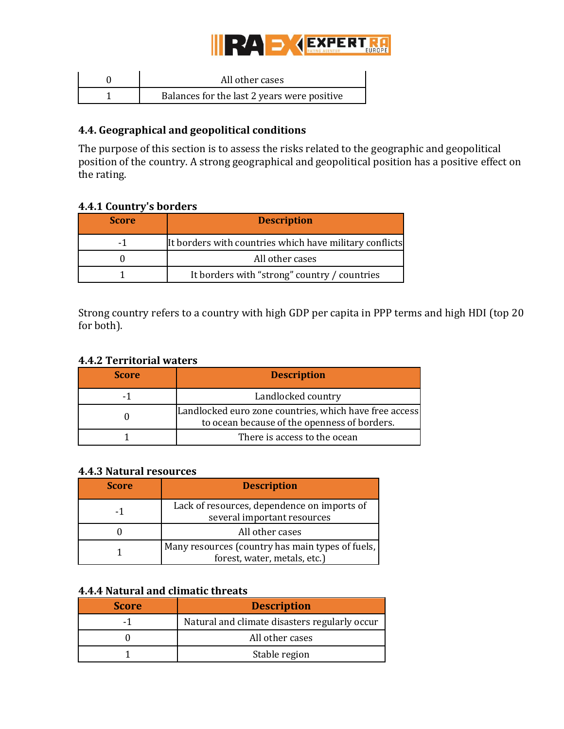| | |
|---|---|
| 0 | All other cases |
| 1 | Balances for the last 2 years were positive |

### 4.4. Geographical and geopolitical conditions

The purpose of this section is to assess the risks related to the geographic and geopolitical position of the country. A strong geographical and geopolitical position has a positive effect on the rating.

#### 4.4.1 Country's borders

| Score | Description |
|---|---|
| -1 | It borders with countries which have military conflicts |
| 0 | All other cases |
| 1 | It borders with "strong" country / countries |

Strong country refers to a country with high GDP per capita in PPP terms and high HDI (top 20 for both).

#### 4.4.2 Territorial waters

| Score | Description |
|---|---|
| -1 | Landlocked country |
| 0 | Landlocked euro zone countries, which have free access to ocean because of the openness of borders. |
| 1 | There is access to the ocean |

#### 4.4.3 Natural resources

| Score | Description |
|---|---|
| -1 | Lack of resources, dependence on imports of several important resources |
| 0 | All other cases |
| 1 | Many resources (country has main types of fuels, forest, water, metals, etc.) |

#### 4.4.4 Natural and climatic threats

| Score | Description |
|---|---|
| -1 | Natural and climate disasters regularly occur |
| 0 | All other cases |
| 1 | Stable region |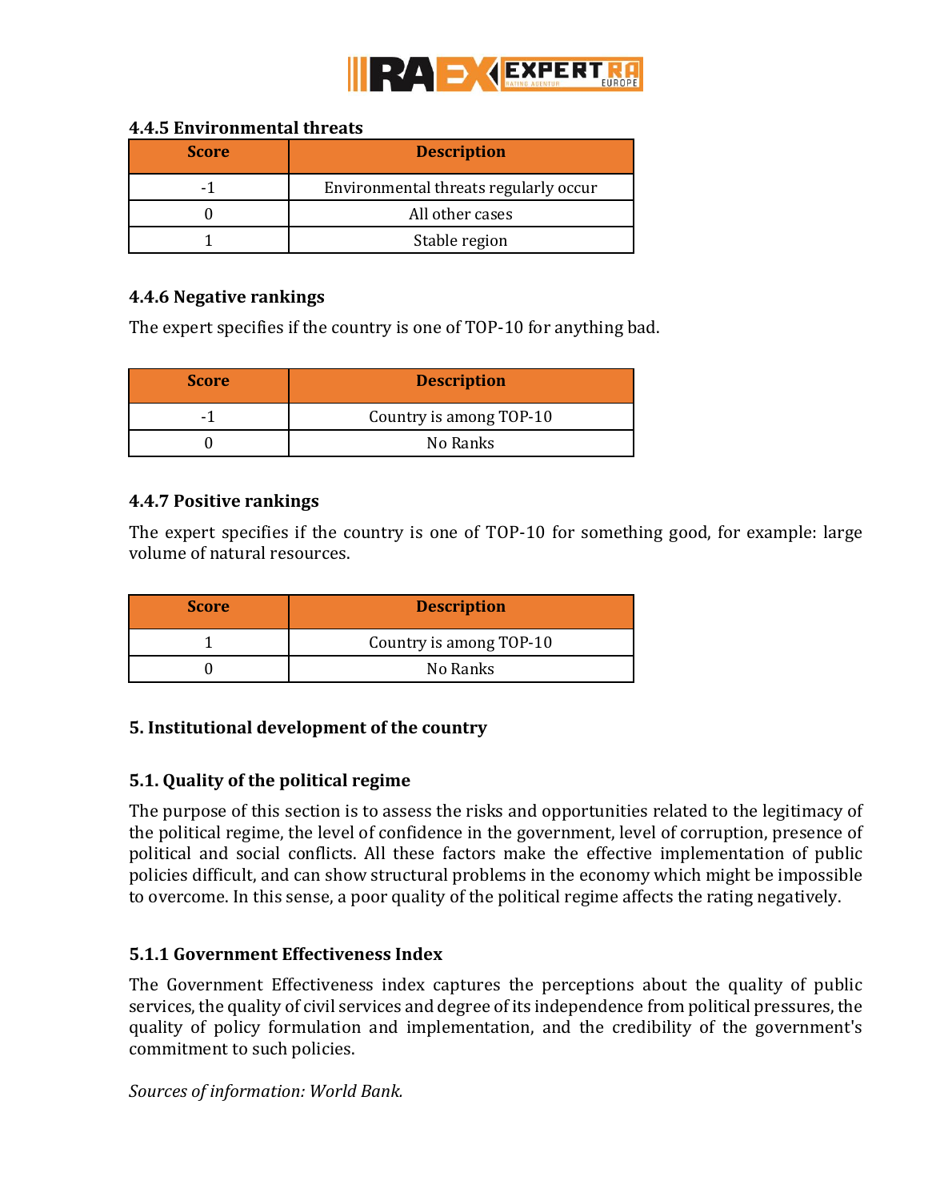#### 4.4.5 Environmental threats

| Score | Description |
|---|---|
| -1 | Environmental threats regularly occur |
| 0 | All other cases |
| 1 | Stable region |

#### 4.4.6 Negative rankings

The expert specifies if the country is one of TOP-10 for anything bad.

| Score | Description |
|---|---|
| -1 | Country is among TOP-10 |
| 0 | No Ranks |

#### 4.4.7 Positive rankings

The expert specifies if the country is one of TOP-10 for something good, for example: large volume of natural resources.

| Score | Description |
|---|---|
| 1 | Country is among TOP-10 |
| 0 | No Ranks |

## 5. Institutional development of the country

### 5.1. Quality of the political regime

The purpose of this section is to assess the risks and opportunities related to the legitimacy of the political regime, the level of confidence in the government, level of corruption, presence of political and social conflicts. All these factors make the effective implementation of public policies difficult, and can show structural problems in the economy which might be impossible to overcome. In this sense, a poor quality of the political regime affects the rating negatively.

#### 5.1.1 Government Effectiveness Index

The Government Effectiveness index captures the perceptions about the quality of public services, the quality of civil services and degree of its independence from political pressures, the quality of policy formulation and implementation, and the credibility of the government's commitment to such policies.

*Sources of information: World Bank.*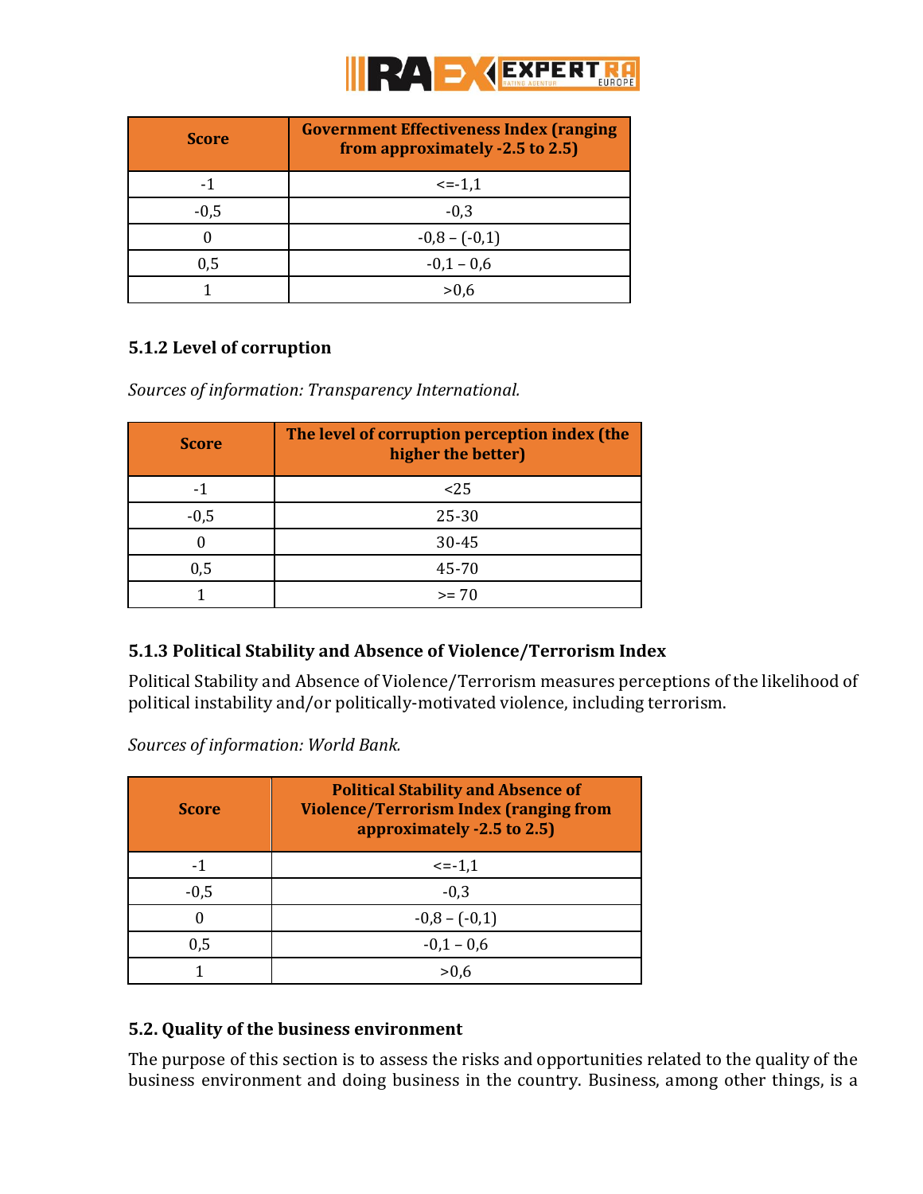| Score | Government Effectiveness Index (ranging from approximately -2.5 to 2.5) |
|---|---|
| -1 | <=-1,1 |
| -0,5 | -0,3 |
| 0 | -0,8 – (-0,1) |
| 0,5 | -0,1 – 0,6 |
| 1 | >0,6 |

### 5.1.2 Level of corruption

*Sources of information: Transparency International.*

| Score | The level of corruption perception index (the higher the better) |
|---|---|
| -1 | <25 |
| -0,5 | 25-30 |
| 0 | 30-45 |
| 0,5 | 45-70 |
| 1 | >= 70 |

### 5.1.3 Political Stability and Absence of Violence/Terrorism Index

Political Stability and Absence of Violence/Terrorism measures perceptions of the likelihood of political instability and/or politically-motivated violence, including terrorism.

*Sources of information: World Bank.*

| Score | Political Stability and Absence of Violence/Terrorism Index (ranging from approximately -2.5 to 2.5) |
|---|---|
| -1 | <=-1,1 |
| -0,5 | -0,3 |
| 0 | -0,8 – (-0,1) |
| 0,5 | -0,1 – 0,6 |
| 1 | >0,6 |

## 5.2. Quality of the business environment

The purpose of this section is to assess the risks and opportunities related to the quality of the business environment and doing business in the country. Business, among other things, is a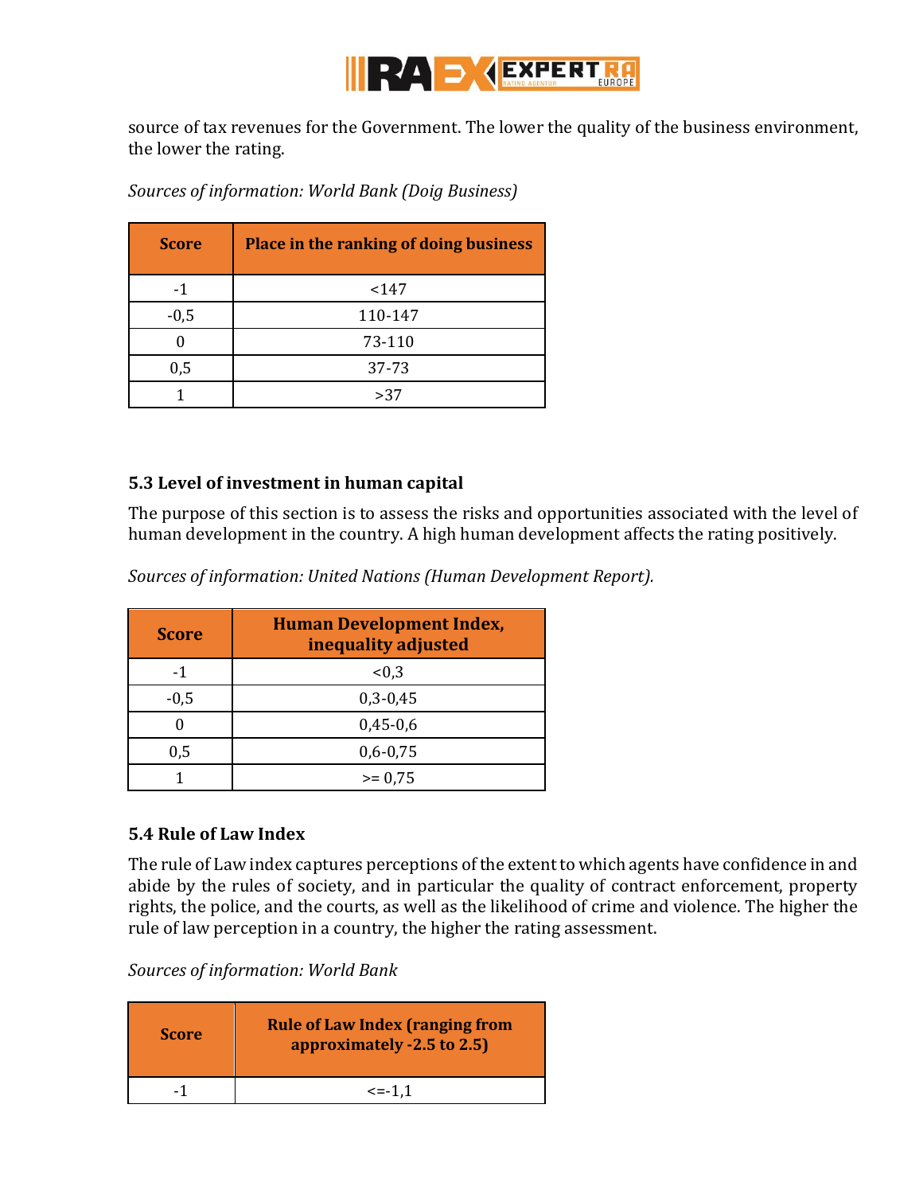source of tax revenues for the Government. The lower the quality of the business environment, the lower the rating.

*Sources of information: World Bank (Doig Business)*

| Score | Place in the ranking of doing business |
|---|---|
| -1 | <147 |
| -0,5 | 110-147 |
| 0 | 73-110 |
| 0,5 | 37-73 |
| 1 | >37 |

### 5.3 Level of investment in human capital

The purpose of this section is to assess the risks and opportunities associated with the level of human development in the country. A high human development affects the rating positively.

*Sources of information: United Nations (Human Development Report).*

| Score | Human Development Index, inequality adjusted |
|---|---|
| -1 | <0,3 |
| -0,5 | 0,3-0,45 |
| 0 | 0,45-0,6 |
| 0,5 | 0,6-0,75 |
| 1 | >= 0,75 |

### 5.4 Rule of Law Index

The rule of Law index captures perceptions of the extent to which agents have confidence in and abide by the rules of society, and in particular the quality of contract enforcement, property rights, the police, and the courts, as well as the likelihood of crime and violence. The higher the rule of law perception in a country, the higher the rating assessment.

*Sources of information: World Bank*

| Score | Rule of Law Index (ranging from approximately -2.5 to 2.5) |
|---|---|
| -1 | <=-1,1 |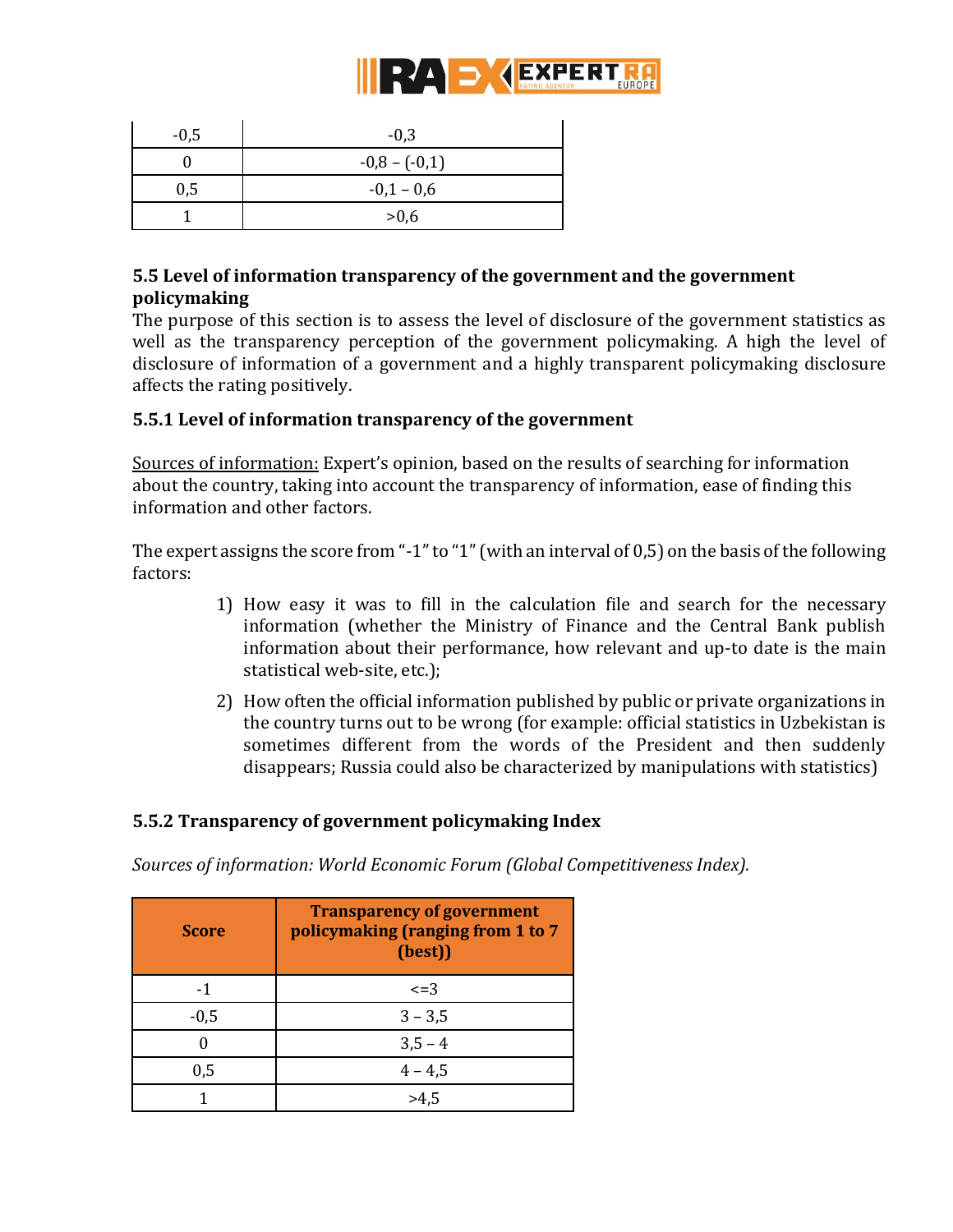| | |
|---|---|
| -0,5 | -0,3 |
| 0 | -0,8 – (-0,1) |
| 0,5 | -0,1 – 0,6 |
| 1 | >0,6 |

### 5.5 Level of information transparency of the government and the government policymaking

The purpose of this section is to assess the level of disclosure of the government statistics as well as the transparency perception of the government policymaking. A high the level of disclosure of information of a government and a highly transparent policymaking disclosure affects the rating positively.

#### 5.5.1 Level of information transparency of the government

<u>Sources of information:</u> Expert's opinion, based on the results of searching for information about the country, taking into account the transparency of information, ease of finding this information and other factors.

The expert assigns the score from "-1" to "1" (with an interval of 0,5) on the basis of the following factors:

1) How easy it was to fill in the calculation file and search for the necessary information (whether the Ministry of Finance and the Central Bank publish information about their performance, how relevant and up-to date is the main statistical web-site, etc.);
2) How often the official information published by public or private organizations in the country turns out to be wrong (for example: official statistics in Uzbekistan is sometimes different from the words of the President and then suddenly disappears; Russia could also be characterized by manipulations with statistics)

#### 5.5.2 Transparency of government policymaking Index

*Sources of information: World Economic Forum (Global Competitiveness Index).*

| Score | Transparency of government policymaking (ranging from 1 to 7 (best)) |
|---|---|
| -1 | <=3 |
| -0,5 | 3 – 3,5 |
| 0 | 3,5 – 4 |
| 0,5 | 4 – 4,5 |
| 1 | >4,5 |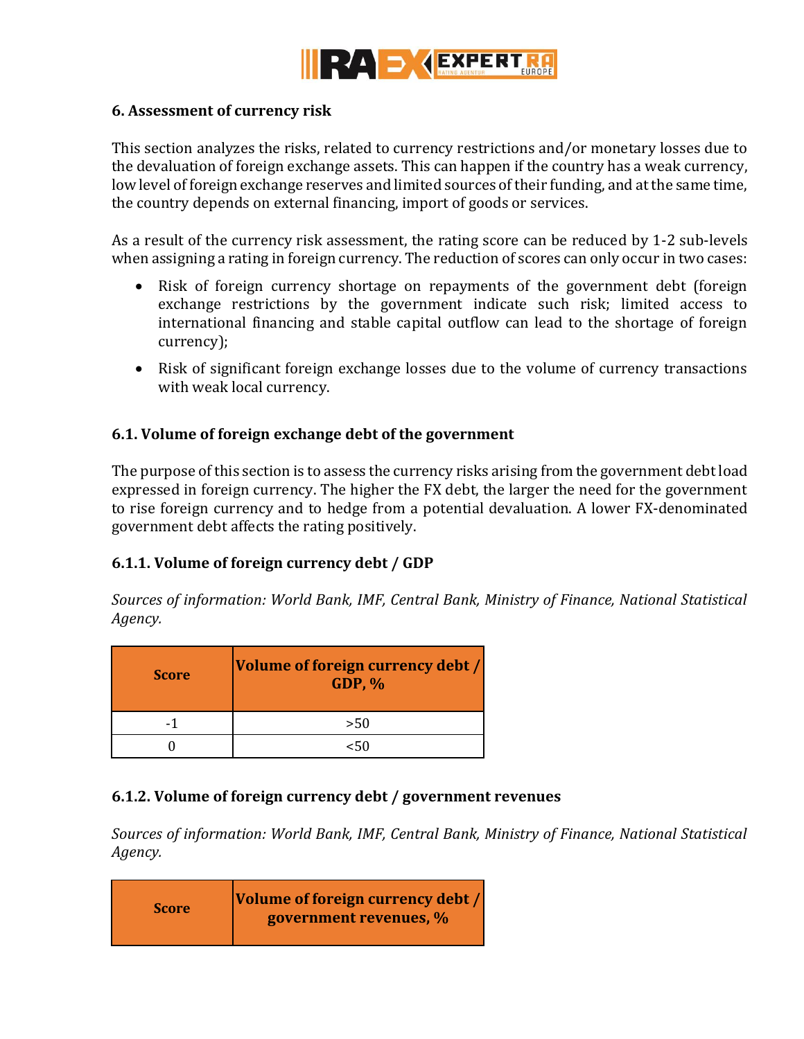## 6. Assessment of currency risk

This section analyzes the risks, related to currency restrictions and/or monetary losses due to the devaluation of foreign exchange assets. This can happen if the country has a weak currency, low level of foreign exchange reserves and limited sources of their funding, and at the same time, the country depends on external financing, import of goods or services.

As a result of the currency risk assessment, the rating score can be reduced by 1-2 sub-levels when assigning a rating in foreign currency. The reduction of scores can only occur in two cases:

- Risk of foreign currency shortage on repayments of the government debt (foreign exchange restrictions by the government indicate such risk; limited access to international financing and stable capital outflow can lead to the shortage of foreign currency);
- Risk of significant foreign exchange losses due to the volume of currency transactions with weak local currency.

### 6.1. Volume of foreign exchange debt of the government

The purpose of this section is to assess the currency risks arising from the government debt load expressed in foreign currency. The higher the FX debt, the larger the need for the government to rise foreign currency and to hedge from a potential devaluation. A lower FX-denominated government debt affects the rating positively.

#### 6.1.1. Volume of foreign currency debt / GDP

*Sources of information: World Bank, IMF, Central Bank, Ministry of Finance, National Statistical Agency.*

| Score | Volume of foreign currency debt / GDP, % |
|---|---|
| -1 | >50 |
| 0 | <50 |

#### 6.1.2. Volume of foreign currency debt / government revenues

*Sources of information: World Bank, IMF, Central Bank, Ministry of Finance, National Statistical Agency.*

| Score | Volume of foreign currency debt / government revenues, % |
|---|---|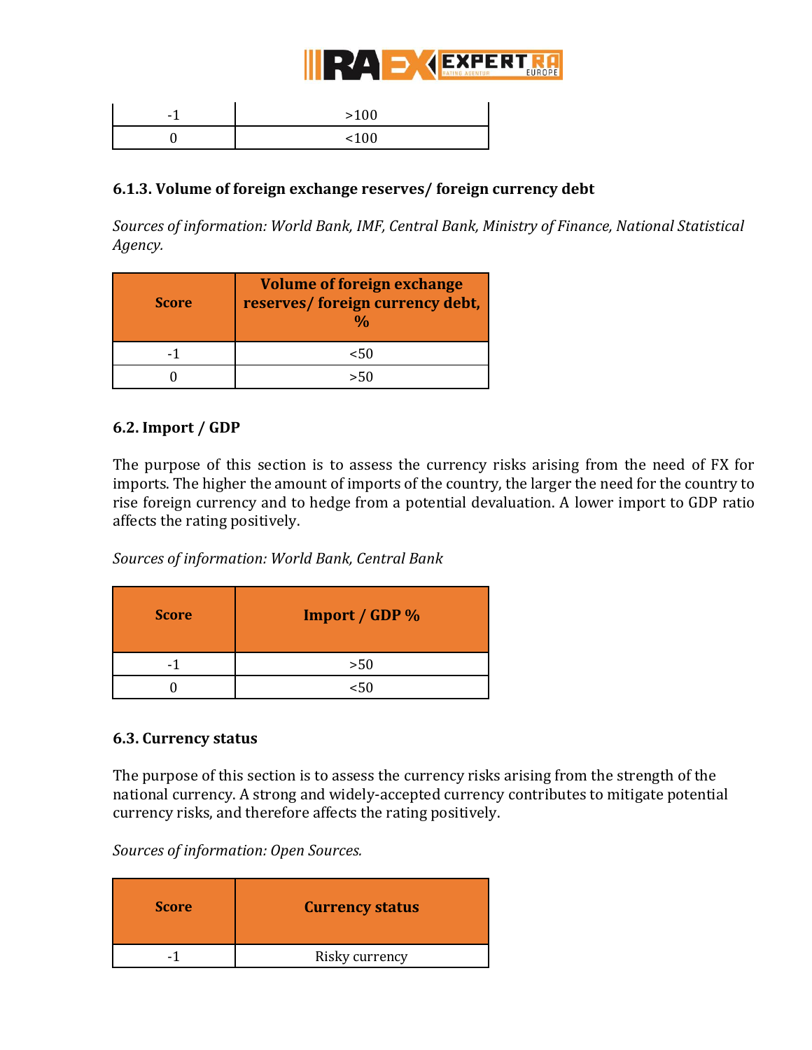| -1 | >100 |
|---|---|
| 0 | <100 |

### 6.1.3. Volume of foreign exchange reserves/ foreign currency debt

*Sources of information: World Bank, IMF, Central Bank, Ministry of Finance, National Statistical Agency.*

| Score | Volume of foreign exchange reserves/ foreign currency debt, % |
|---|---|
| -1 | <50 |
| 0 | >50 |

## 6.2. Import / GDP

The purpose of this section is to assess the currency risks arising from the need of FX for imports. The higher the amount of imports of the country, the larger the need for the country to rise foreign currency and to hedge from a potential devaluation. A lower import to GDP ratio affects the rating positively.

*Sources of information: World Bank, Central Bank*

| Score | Import / GDP % |
|---|---|
| -1 | >50 |
| 0 | <50 |

## 6.3. Currency status

The purpose of this section is to assess the currency risks arising from the strength of the national currency. A strong and widely-accepted currency contributes to mitigate potential currency risks, and therefore affects the rating positively.

*Sources of information: Open Sources.*

| Score | Currency status |
|---|---|
| -1 | Risky currency |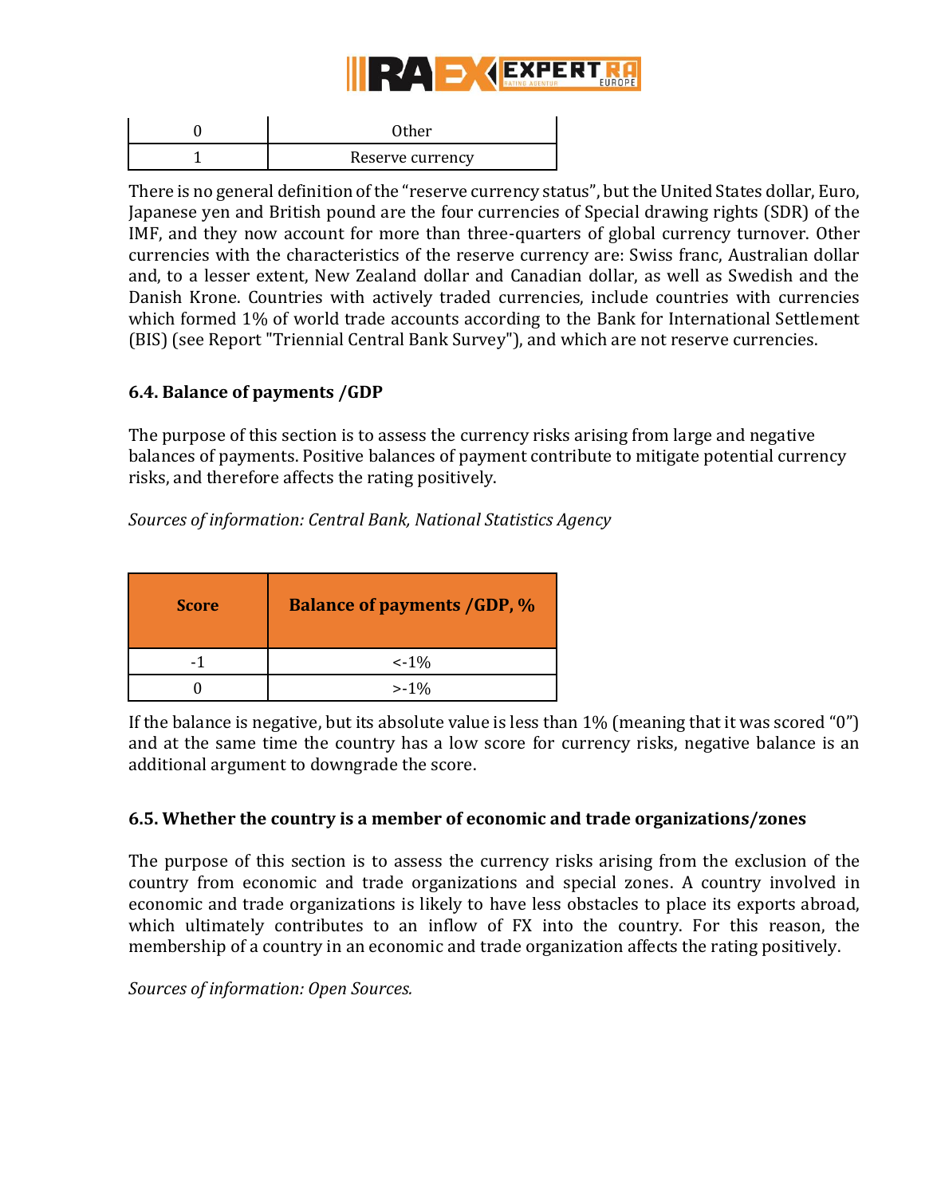| | |
|---|---|
| 0 | Other |
| 1 | Reserve currency |

There is no general definition of the "reserve currency status", but the United States dollar, Euro, Japanese yen and British pound are the four currencies of Special drawing rights (SDR) of the IMF, and they now account for more than three-quarters of global currency turnover. Other currencies with the characteristics of the reserve currency are: Swiss franc, Australian dollar and, to a lesser extent, New Zealand dollar and Canadian dollar, as well as Swedish and the Danish Krone. Countries with actively traded currencies, include countries with currencies which formed 1% of world trade accounts according to the Bank for International Settlement (BIS) (see Report "Triennial Central Bank Survey"), and which are not reserve currencies.

### 6.4. Balance of payments /GDP

The purpose of this section is to assess the currency risks arising from large and negative balances of payments. Positive balances of payment contribute to mitigate potential currency risks, and therefore affects the rating positively.

*Sources of information: Central Bank, National Statistics Agency*

| Score | Balance of payments /GDP, % |
|---|---|
| -1 | <-1% |
| 0 | >-1% |

If the balance is negative, but its absolute value is less than 1% (meaning that it was scored "0") and at the same time the country has a low score for currency risks, negative balance is an additional argument to downgrade the score.

### 6.5. Whether the country is a member of economic and trade organizations/zones

The purpose of this section is to assess the currency risks arising from the exclusion of the country from economic and trade organizations and special zones. A country involved in economic and trade organizations is likely to have less obstacles to place its exports abroad, which ultimately contributes to an inflow of FX into the country. For this reason, the membership of a country in an economic and trade organization affects the rating positively.

*Sources of information: Open Sources.*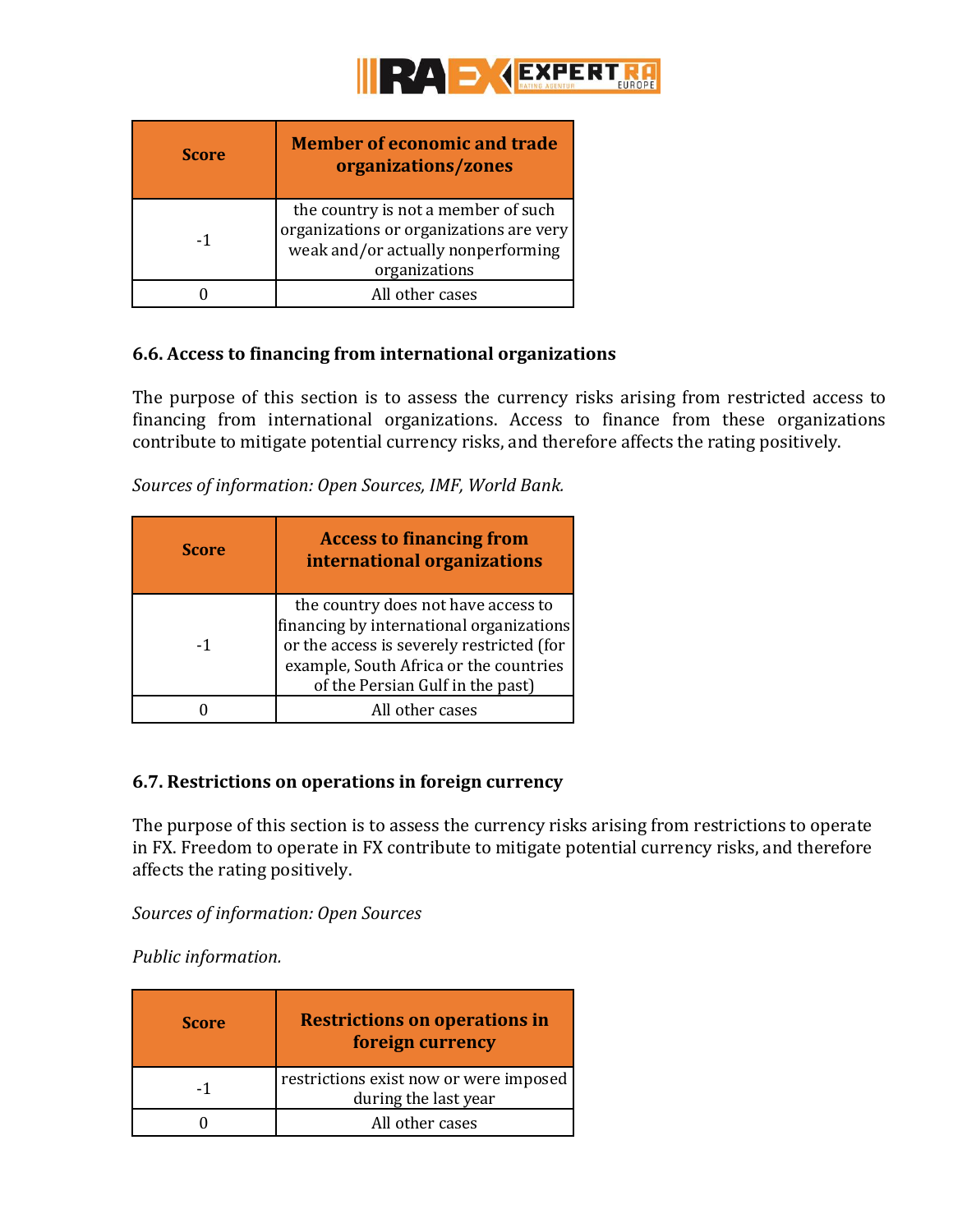| Score | Member of economic and trade organizations/zones |
| --- | --- |
| -1 | the country is not a member of such organizations or organizations are very weak and/or actually nonperforming organizations |
| 0 | All other cases |

### 6.6. Access to financing from international organizations

The purpose of this section is to assess the currency risks arising from restricted access to financing from international organizations. Access to finance from these organizations contribute to mitigate potential currency risks, and therefore affects the rating positively.

*Sources of information: Open Sources, IMF, World Bank.*

| Score | Access to financing from international organizations |
| --- | --- |
| -1 | the country does not have access to financing by international organizations or the access is severely restricted (for example, South Africa or the countries of the Persian Gulf in the past) |
| 0 | All other cases |

### 6.7. Restrictions on operations in foreign currency

The purpose of this section is to assess the currency risks arising from restrictions to operate in FX. Freedom to operate in FX contribute to mitigate potential currency risks, and therefore affects the rating positively.

*Sources of information: Open Sources*

*Public information.*

| Score | Restrictions on operations in foreign currency |
| --- | --- |
| -1 | restrictions exist now or were imposed during the last year |
| 0 | All other cases |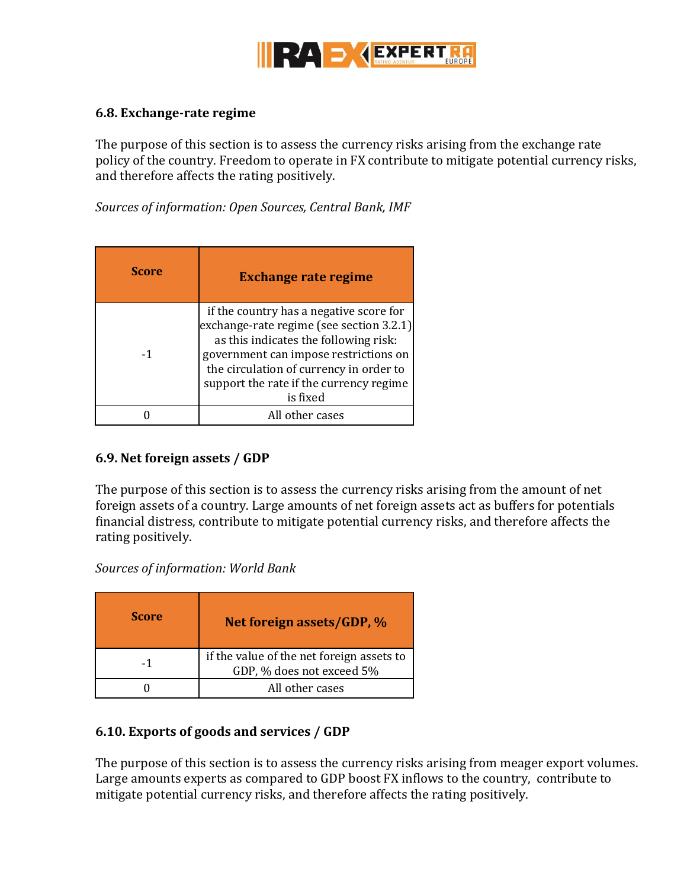### 6.8. Exchange-rate regime

The purpose of this section is to assess the currency risks arising from the exchange rate policy of the country. Freedom to operate in FX contribute to mitigate potential currency risks, and therefore affects the rating positively.

*Sources of information: Open Sources, Central Bank, IMF*

| Score | Exchange rate regime |
| --- | --- |
| -1 | if the country has a negative score for exchange-rate regime (see section 3.2.1) as this indicates the following risk: government can impose restrictions on the circulation of currency in order to support the rate if the currency regime is fixed |
| 0 | All other cases |

### 6.9. Net foreign assets / GDP

The purpose of this section is to assess the currency risks arising from the amount of net foreign assets of a country. Large amounts of net foreign assets act as buffers for potentials financial distress, contribute to mitigate potential currency risks, and therefore affects the rating positively.

*Sources of information: World Bank*

| Score | Net foreign assets/GDP, % |
| --- | --- |
| -1 | if the value of the net foreign assets to GDP, % does not exceed 5% |
| 0 | All other cases |

### 6.10. Exports of goods and services / GDP

The purpose of this section is to assess the currency risks arising from meager export volumes. Large amounts experts as compared to GDP boost FX inflows to the country, contribute to mitigate potential currency risks, and therefore affects the rating positively.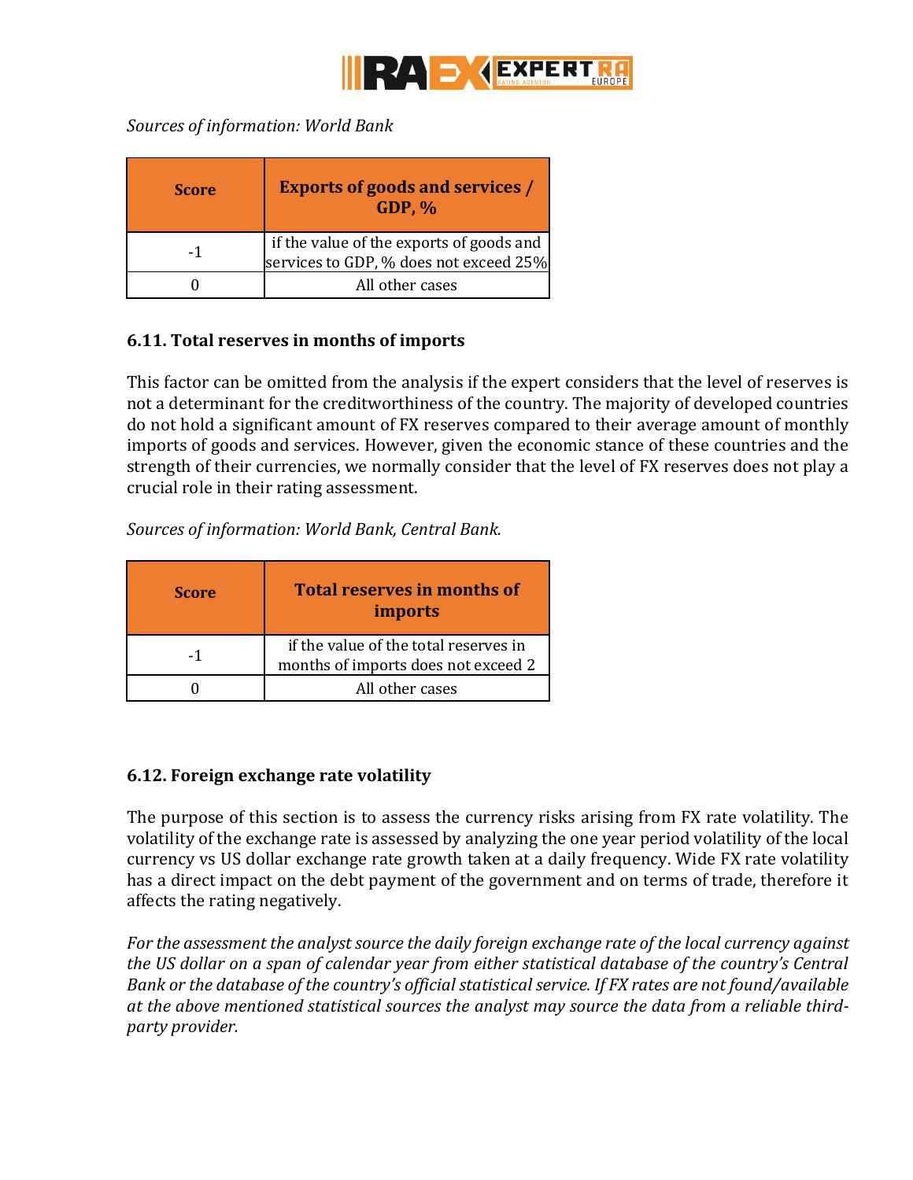*Sources of information: World Bank*

| Score | Exports of goods and services / GDP, % |
|---|---|
| -1 | if the value of the exports of goods and services to GDP, % does not exceed 25% |
| 0 | All other cases |

### 6.11. Total reserves in months of imports

This factor can be omitted from the analysis if the expert considers that the level of reserves is not a determinant for the creditworthiness of the country. The majority of developed countries do not hold a significant amount of FX reserves compared to their average amount of monthly imports of goods and services. However, given the economic stance of these countries and the strength of their currencies, we normally consider that the level of FX reserves does not play a crucial role in their rating assessment.

*Sources of information: World Bank, Central Bank.*

| Score | Total reserves in months of imports |
|---|---|
| -1 | if the value of the total reserves in months of imports does not exceed 2 |
| 0 | All other cases |

### 6.12. Foreign exchange rate volatility

The purpose of this section is to assess the currency risks arising from FX rate volatility. The volatility of the exchange rate is assessed by analyzing the one year period volatility of the local currency vs US dollar exchange rate growth taken at a daily frequency. Wide FX rate volatility has a direct impact on the debt payment of the government and on terms of trade, therefore it affects the rating negatively.

*For the assessment the analyst source the daily foreign exchange rate of the local currency against the US dollar on a span of calendar year from either statistical database of the country's Central Bank or the database of the country's official statistical service. If FX rates are not found/available at the above mentioned statistical sources the analyst may source the data from a reliable third-party provider.*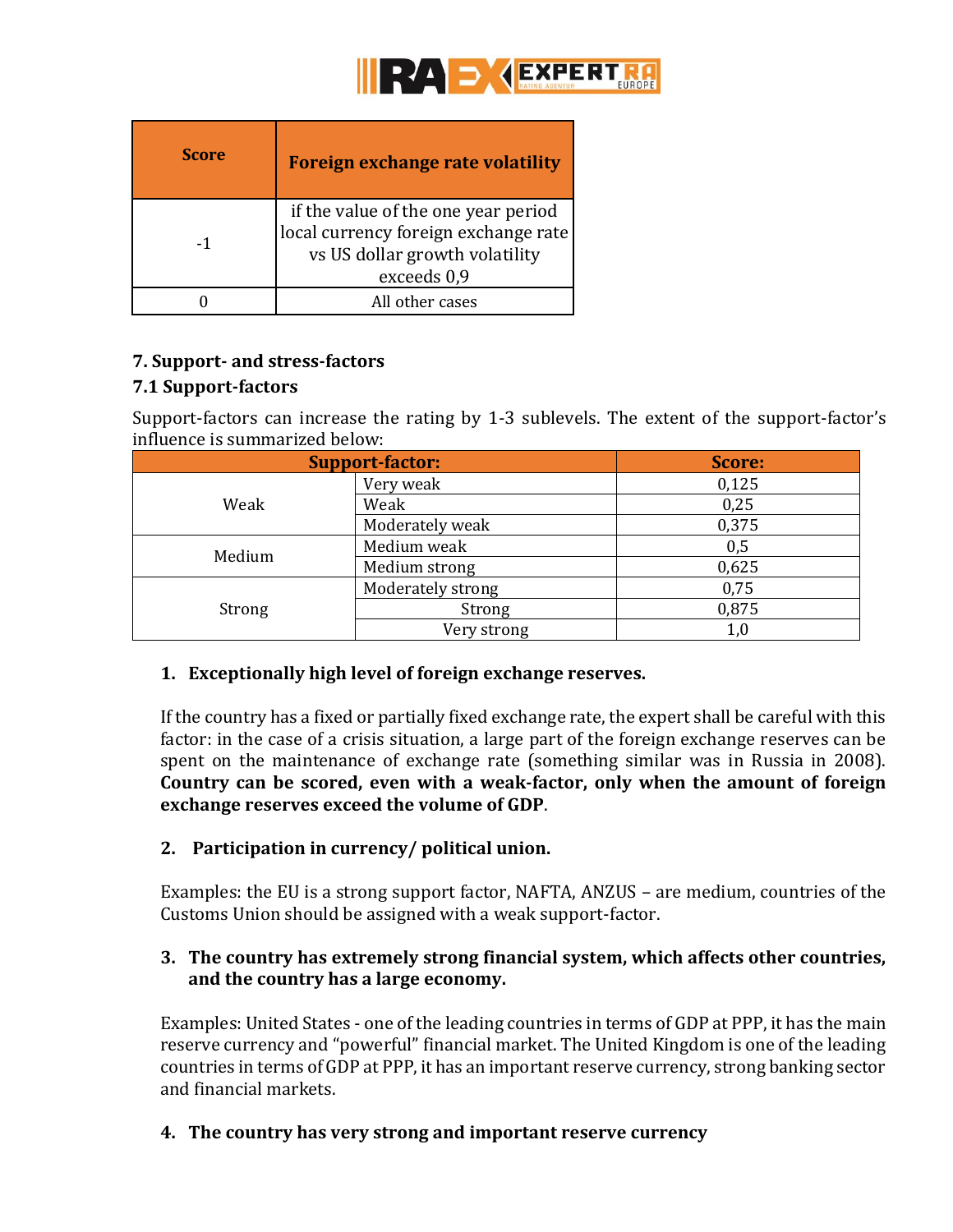| Score | Foreign exchange rate volatility |
|---|---|
| -1 | if the value of the one year period local currency foreign exchange rate vs US dollar growth volatility exceeds 0,9 |
| 0 | All other cases |

### 7. Support- and stress-factors

### 7.1 Support-factors

Support-factors can increase the rating by 1-3 sublevels. The extent of the support-factor's influence is summarized below:

| Support-factor: | | Score: |
|---|---|---|
| Weak | Very weak | 0,125 |
| | Weak | 0,25 |
| | Moderately weak | 0,375 |
| Medium | Medium weak | 0,5 |
| | Medium strong | 0,625 |
| Strong | Moderately strong | 0,75 |
| | Strong | 0,875 |
| | Very strong | 1,0 |

1. **Exceptionally high level of foreign exchange reserves.**

   If the country has a fixed or partially fixed exchange rate, the expert shall be careful with this factor: in the case of a crisis situation, a large part of the foreign exchange reserves can be spent on the maintenance of exchange rate (something similar was in Russia in 2008). **Country can be scored, even with a weak-factor, only when the amount of foreign exchange reserves exceed the volume of GDP**.

2. **Participation in currency/ political union.**

   Examples: the EU is a strong support factor, NAFTA, ANZUS – are medium, countries of the Customs Union should be assigned with a weak support-factor.

3. **The country has extremely strong financial system, which affects other countries, and the country has a large economy.**

   Examples: United States - one of the leading countries in terms of GDP at PPP, it has the main reserve currency and "powerful" financial market. The United Kingdom is one of the leading countries in terms of GDP at PPP, it has an important reserve currency, strong banking sector and financial markets.

4. **The country has very strong and important reserve currency**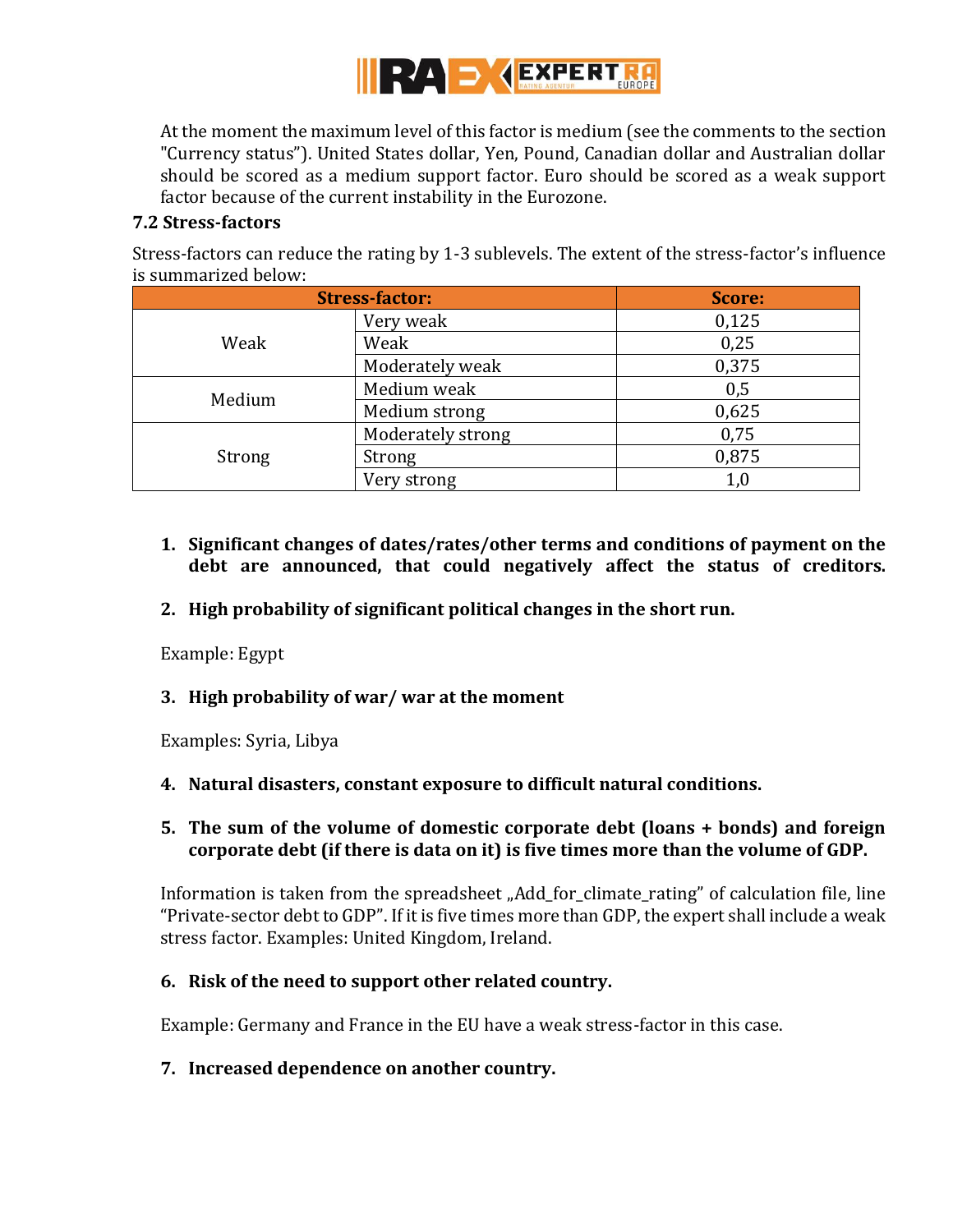At the moment the maximum level of this factor is medium (see the comments to the section "Currency status"). United States dollar, Yen, Pound, Canadian dollar and Australian dollar should be scored as a medium support factor. Euro should be scored as a weak support factor because of the current instability in the Eurozone.

### 7.2 Stress-factors

Stress-factors can reduce the rating by 1-3 sublevels. The extent of the stress-factor's influence is summarized below:

| Stress-factor: | | Score: |
|---|---|---|
| Weak | Very weak | 0,125 |
| | Weak | 0,25 |
| | Moderately weak | 0,375 |
| Medium | Medium weak | 0,5 |
| | Medium strong | 0,625 |
| Strong | Moderately strong | 0,75 |
| | Strong | 0,875 |
| | Very strong | 1,0 |

1. **Significant changes of dates/rates/other terms and conditions of payment on the debt are announced, that could negatively affect the status of creditors.**

2. **High probability of significant political changes in the short run.**

   Example: Egypt

3. **High probability of war/ war at the moment**

   Examples: Syria, Libya

4. **Natural disasters, constant exposure to difficult natural conditions.**

5. **The sum of the volume of domestic corporate debt (loans + bonds) and foreign corporate debt (if there is data on it) is five times more than the volume of GDP.**

   Information is taken from the spreadsheet „Add_for_climate_rating" of calculation file, line "Private-sector debt to GDP". If it is five times more than GDP, the expert shall include a weak stress factor. Examples: United Kingdom, Ireland.

6. **Risk of the need to support other related country.**

   Example: Germany and France in the EU have a weak stress-factor in this case.

7. **Increased dependence on another country.**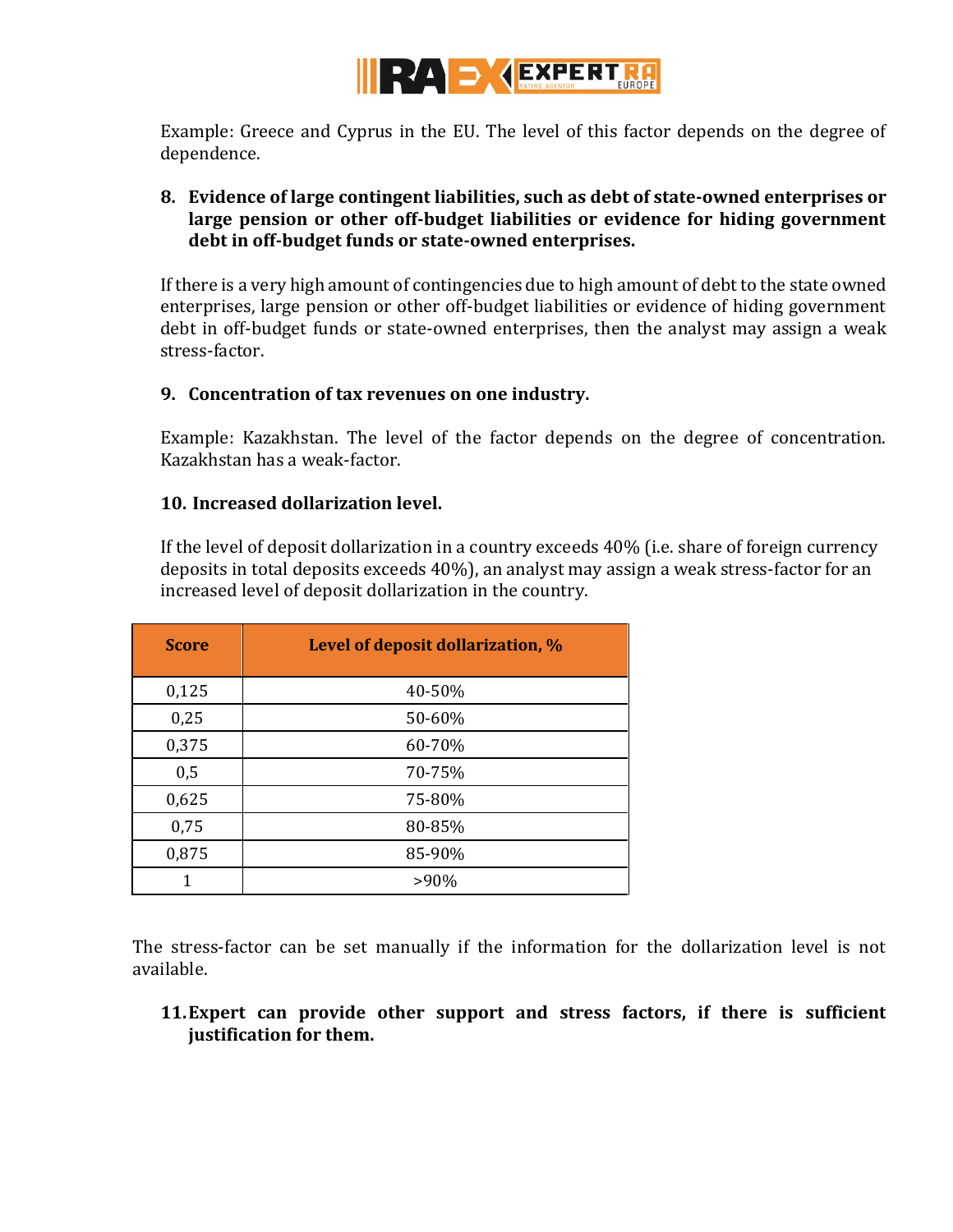Example: Greece and Cyprus in the EU. The level of this factor depends on the degree of dependence.

8. **Evidence of large contingent liabilities, such as debt of state-owned enterprises or large pension or other off-budget liabilities or evidence for hiding government debt in off-budget funds or state-owned enterprises.**

If there is a very high amount of contingencies due to high amount of debt to the state owned enterprises, large pension or other off-budget liabilities or evidence of hiding government debt in off-budget funds or state-owned enterprises, then the analyst may assign a weak stress-factor.

9. **Concentration of tax revenues on one industry.**

Example: Kazakhstan. The level of the factor depends on the degree of concentration. Kazakhstan has a weak-factor.

10. **Increased dollarization level.**

If the level of deposit dollarization in a country exceeds 40% (i.e. share of foreign currency deposits in total deposits exceeds 40%), an analyst may assign a weak stress-factor for an increased level of deposit dollarization in the country.

| Score | Level of deposit dollarization, % |
|---|---|
| 0,125 | 40-50% |
| 0,25 | 50-60% |
| 0,375 | 60-70% |
| 0,5 | 70-75% |
| 0,625 | 75-80% |
| 0,75 | 80-85% |
| 0,875 | 85-90% |
| 1 | >90% |

The stress-factor can be set manually if the information for the dollarization level is not available.

11. **Expert can provide other support and stress factors, if there is sufficient justification for them.**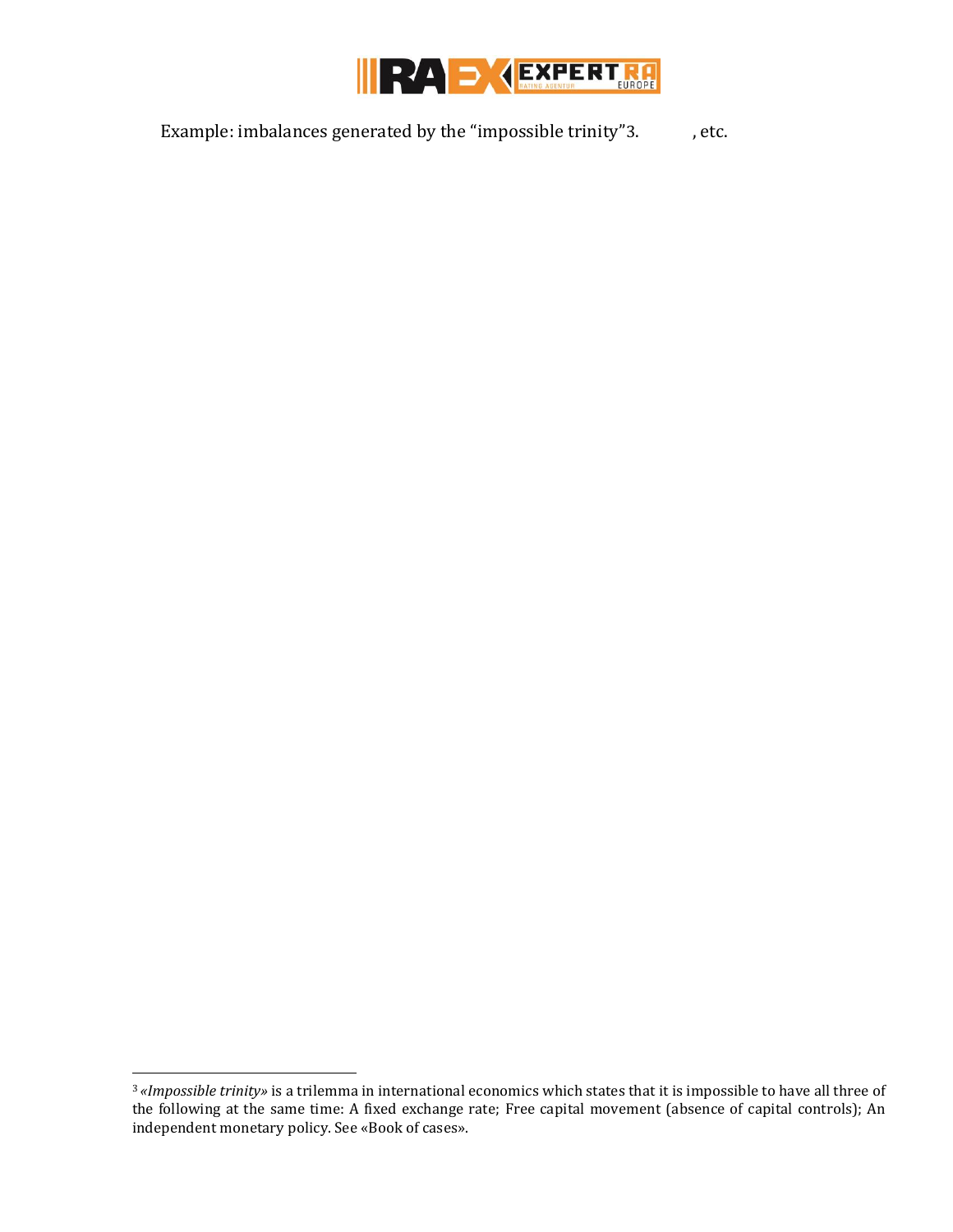Example: imbalances generated by the “impossible trinity”[3].           , etc.

---

[3] *«Impossible trinity»* is a trilemma in international economics which states that it is impossible to have all three of the following at the same time: A fixed exchange rate; Free capital movement (absence of capital controls); An independent monetary policy. See «Book of cases».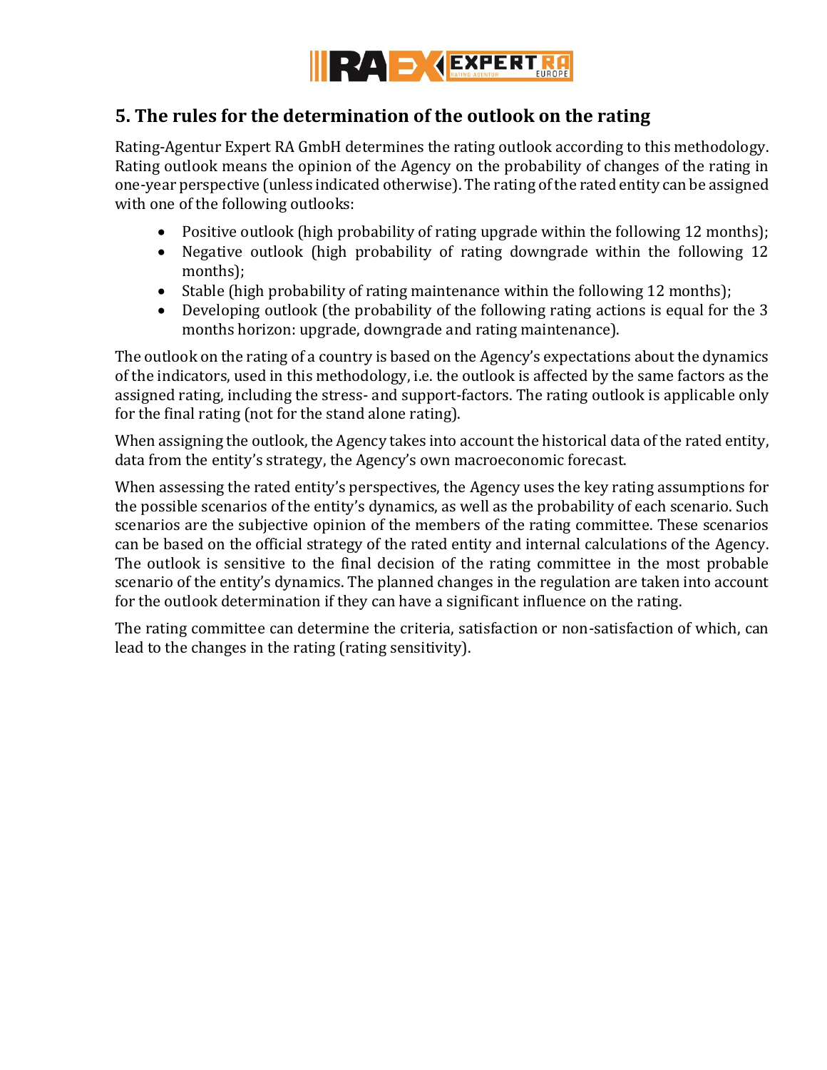## 5. The rules for the determination of the outlook on the rating

Rating-Agentur Expert RA GmbH determines the rating outlook according to this methodology. Rating outlook means the opinion of the Agency on the probability of changes of the rating in one-year perspective (unless indicated otherwise). The rating of the rated entity can be assigned with one of the following outlooks:

- Positive outlook (high probability of rating upgrade within the following 12 months);
- Negative outlook (high probability of rating downgrade within the following 12 months);
- Stable (high probability of rating maintenance within the following 12 months);
- Developing outlook (the probability of the following rating actions is equal for the 3 months horizon: upgrade, downgrade and rating maintenance).

The outlook on the rating of a country is based on the Agency's expectations about the dynamics of the indicators, used in this methodology, i.e. the outlook is affected by the same factors as the assigned rating, including the stress- and support-factors. The rating outlook is applicable only for the final rating (not for the stand alone rating).

When assigning the outlook, the Agency takes into account the historical data of the rated entity, data from the entity's strategy, the Agency's own macroeconomic forecast.

When assessing the rated entity's perspectives, the Agency uses the key rating assumptions for the possible scenarios of the entity's dynamics, as well as the probability of each scenario. Such scenarios are the subjective opinion of the members of the rating committee. These scenarios can be based on the official strategy of the rated entity and internal calculations of the Agency. The outlook is sensitive to the final decision of the rating committee in the most probable scenario of the entity's dynamics. The planned changes in the regulation are taken into account for the outlook determination if they can have a significant influence on the rating.

The rating committee can determine the criteria, satisfaction or non-satisfaction of which, can lead to the changes in the rating (rating sensitivity).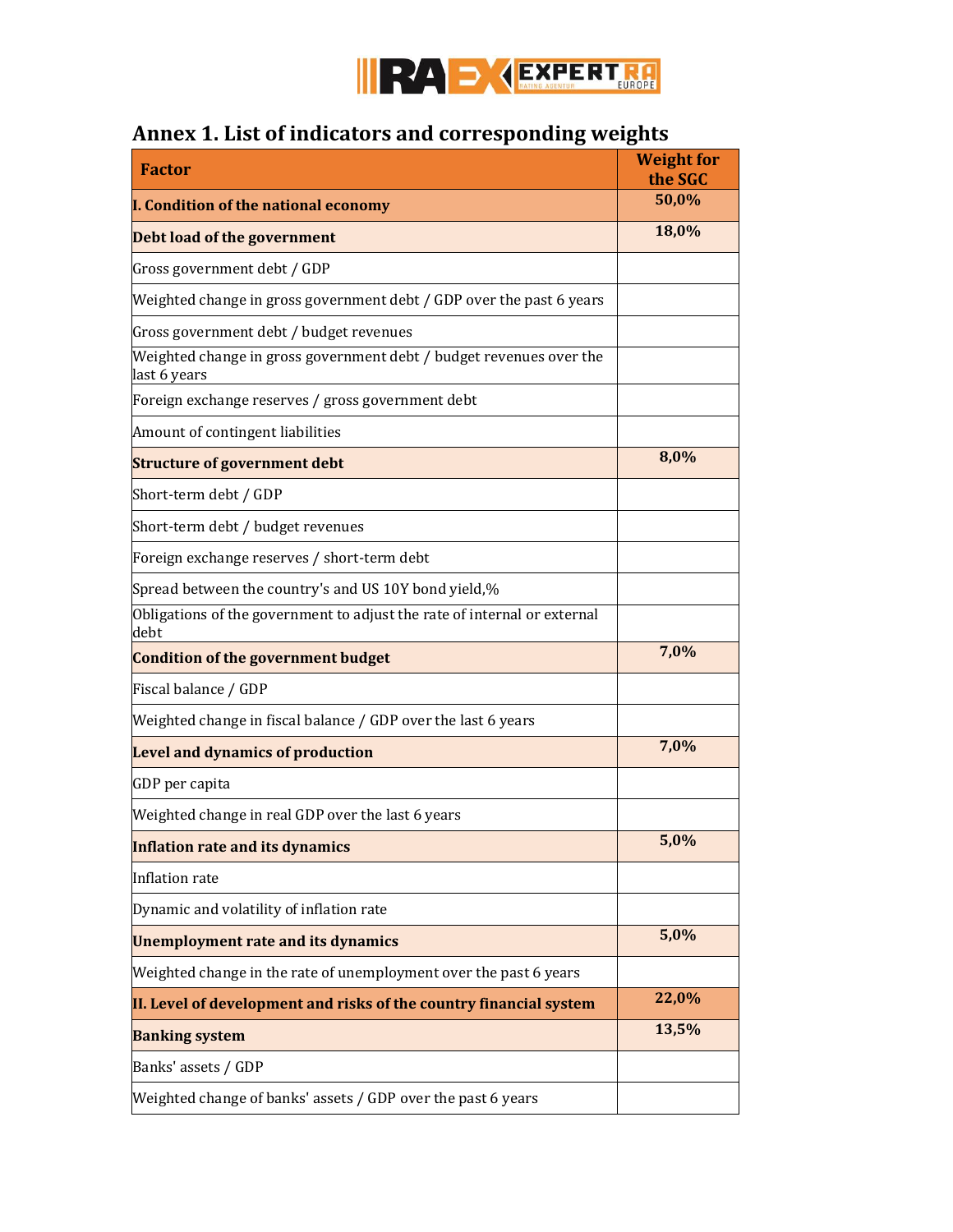# Annex 1. List of indicators and corresponding weights

| Factor | Weight for the SGC |
|---|---|
| **I. Condition of the national economy** | **50,0%** |
| **Debt load of the government** | **18,0%** |
| Gross government debt / GDP | |
| Weighted change in gross government debt / GDP over the past 6 years | |
| Gross government debt / budget revenues | |
| Weighted change in gross government debt / budget revenues over the last 6 years | |
| Foreign exchange reserves / gross government debt | |
| Amount of contingent liabilities | |
| **Structure of government debt** | **8,0%** |
| Short-term debt / GDP | |
| Short-term debt / budget revenues | |
| Foreign exchange reserves / short-term debt | |
| Spread between the country's and US 10Y bond yield,% | |
| Obligations of the government to adjust the rate of internal or external debt | |
| **Condition of the government budget** | **7,0%** |
| Fiscal balance / GDP | |
| Weighted change in fiscal balance / GDP over the last 6 years | |
| **Level and dynamics of production** | **7,0%** |
| GDP per capita | |
| Weighted change in real GDP over the last 6 years | |
| **Inflation rate and its dynamics** | **5,0%** |
| Inflation rate | |
| Dynamic and volatility of inflation rate | |
| **Unemployment rate and its dynamics** | **5,0%** |
| Weighted change in the rate of unemployment over the past 6 years | |
| **II. Level of development and risks of the country financial system** | **22,0%** |
| **Banking system** | **13,5%** |
| Banks' assets / GDP | |
| Weighted change of banks' assets / GDP over the past 6 years | |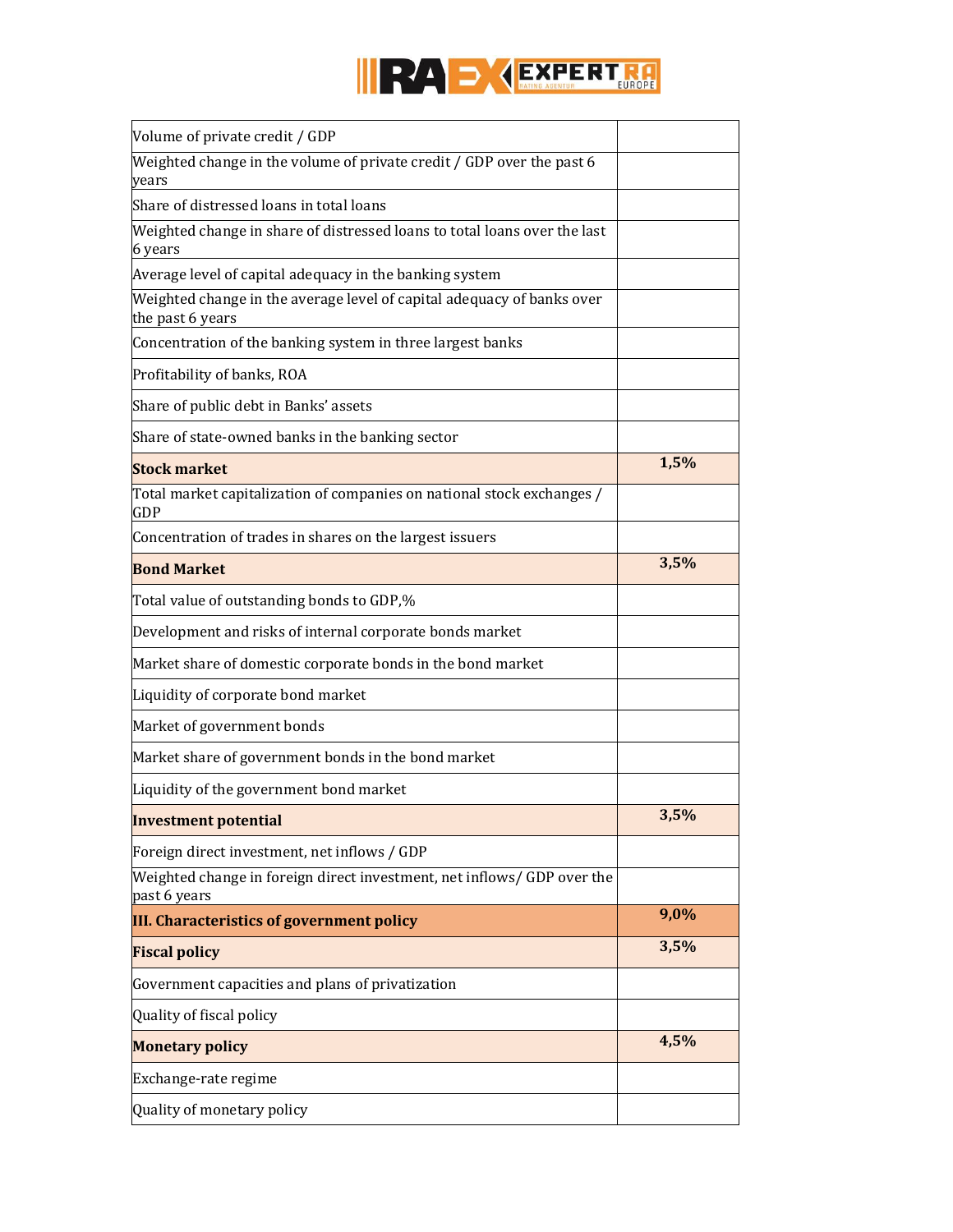| | |
|---|---|
| Volume of private credit / GDP | |
| Weighted change in the volume of private credit / GDP over the past 6 years | |
| Share of distressed loans in total loans | |
| Weighted change in share of distressed loans to total loans over the last 6 years | |
| Average level of capital adequacy in the banking system | |
| Weighted change in the average level of capital adequacy of banks over the past 6 years | |
| Concentration of the banking system in three largest banks | |
| Profitability of banks, ROA | |
| Share of public debt in Banks' assets | |
| Share of state-owned banks in the banking sector | |
| **Stock market** | **1,5%** |
| Total market capitalization of companies on national stock exchanges / GDP | |
| Concentration of trades in shares on the largest issuers | |
| **Bond Market** | **3,5%** |
| Total value of outstanding bonds to GDP,% | |
| Development and risks of internal corporate bonds market | |
| Market share of domestic corporate bonds in the bond market | |
| Liquidity of corporate bond market | |
| Market of government bonds | |
| Market share of government bonds in the bond market | |
| Liquidity of the government bond market | |
| **Investment potential** | **3,5%** |
| Foreign direct investment, net inflows / GDP | |
| Weighted change in foreign direct investment, net inflows/ GDP over the past 6 years | |
| **III. Characteristics of government policy** | **9,0%** |
| **Fiscal policy** | **3,5%** |
| Government capacities and plans of privatization | |
| Quality of fiscal policy | |
| **Monetary policy** | **4,5%** |
| Exchange-rate regime | |
| Quality of monetary policy | |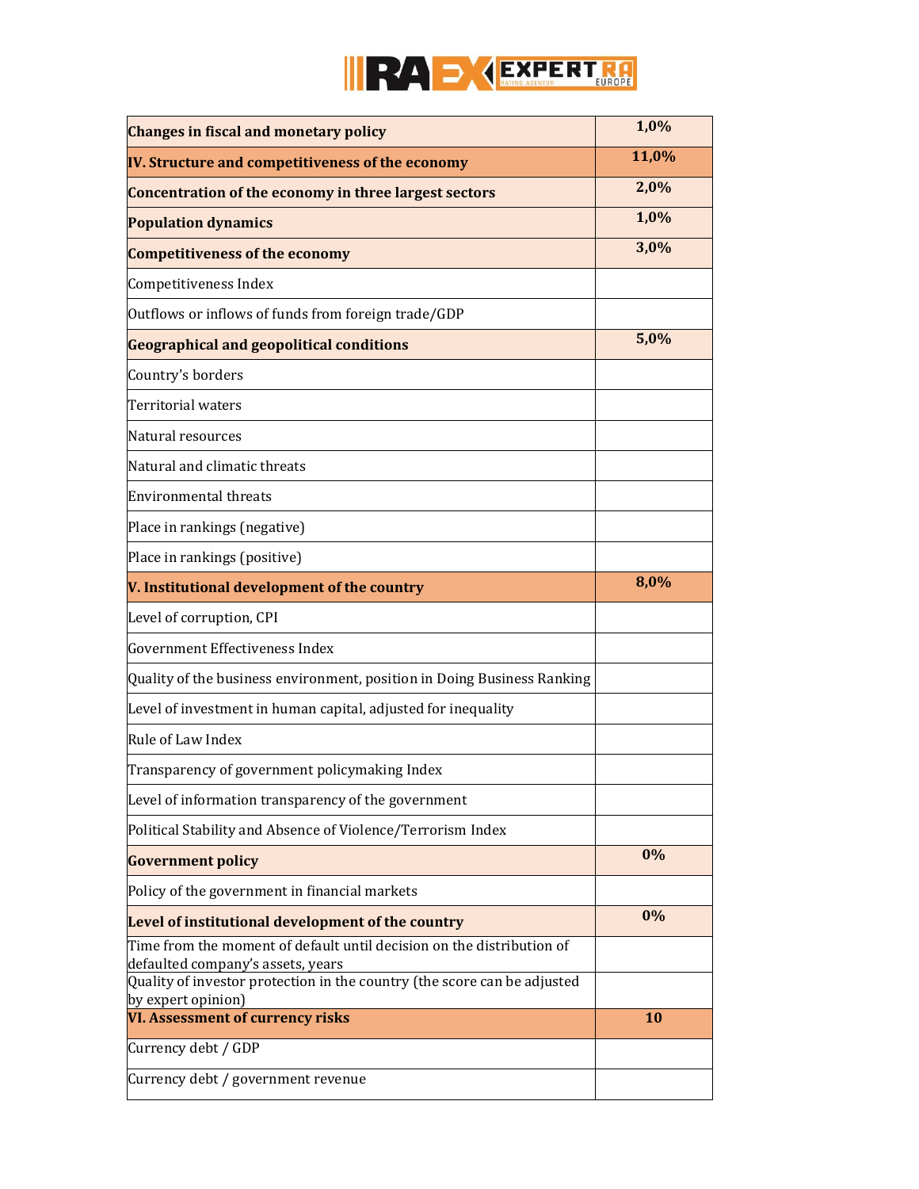| | |
|---|---|
| **Changes in fiscal and monetary policy** | **1,0%** |
| **IV. Structure and competitiveness of the economy** | **11,0%** |
| **Concentration of the economy in three largest sectors** | **2,0%** |
| **Population dynamics** | **1,0%** |
| **Competitiveness of the economy** | **3,0%** |
| Competitiveness Index | |
| Outflows or inflows of funds from foreign trade/GDP | |
| **Geographical and geopolitical conditions** | **5,0%** |
| Country's borders | |
| Territorial waters | |
| Natural resources | |
| Natural and climatic threats | |
| Environmental threats | |
| Place in rankings (negative) | |
| Place in rankings (positive) | |
| **V. Institutional development of the country** | **8,0%** |
| Level of corruption, CPI | |
| Government Effectiveness Index | |
| Quality of the business environment, position in Doing Business Ranking | |
| Level of investment in human capital, adjusted for inequality | |
| Rule of Law Index | |
| Transparency of government policymaking Index | |
| Level of information transparency of the government | |
| Political Stability and Absence of Violence/Terrorism Index | |
| **Government policy** | **0%** |
| Policy of the government in financial markets | |
| **Level of institutional development of the country** | **0%** |
| Time from the moment of default until decision on the distribution of defaulted company's assets, years | |
| Quality of investor protection in the country (the score can be adjusted by expert opinion) | |
| **VI. Assessment of currency risks** | **10** |
| Currency debt / GDP | |
| Currency debt / government revenue | |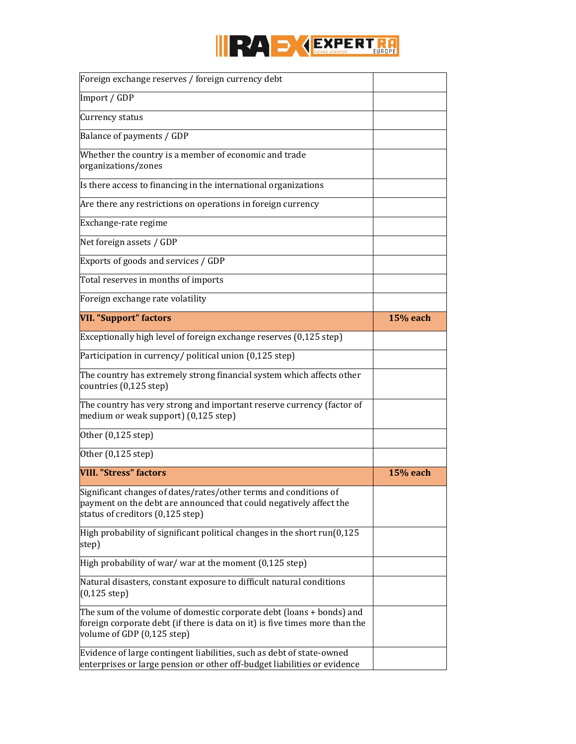| | |
|---|---|
| Foreign exchange reserves / foreign currency debt | |
| Import / GDP | |
| Currency status | |
| Balance of payments / GDP | |
| Whether the country is a member of economic and trade organizations/zones | |
| Is there access to financing in the international organizations | |
| Are there any restrictions on operations in foreign currency | |
| Exchange-rate regime | |
| Net foreign assets / GDP | |
| Exports of goods and services / GDP | |
| Total reserves in months of imports | |
| Foreign exchange rate volatility | |
| **VII. "Support" factors** | **15% each** |
| Exceptionally high level of foreign exchange reserves (0,125 step) | |
| Participation in currency/ political union (0,125 step) | |
| The country has extremely strong financial system which affects other countries (0,125 step) | |
| The country has very strong and important reserve currency (factor of medium or weak support) (0,125 step) | |
| Other (0,125 step) | |
| Other (0,125 step) | |
| **VIII. "Stress" factors** | **15% each** |
| Significant changes of dates/rates/other terms and conditions of payment on the debt are announced that could negatively affect the status of creditors (0,125 step) | |
| High probability of significant political changes in the short run(0,125 step) | |
| High probability of war/ war at the moment (0,125 step) | |
| Natural disasters, constant exposure to difficult natural conditions (0,125 step) | |
| The sum of the volume of domestic corporate debt (loans + bonds) and foreign corporate debt (if there is data on it) is five times more than the volume of GDP (0,125 step) | |
| Evidence of large contingent liabilities, such as debt of state-owned enterprises or large pension or other off-budget liabilities or evidence | |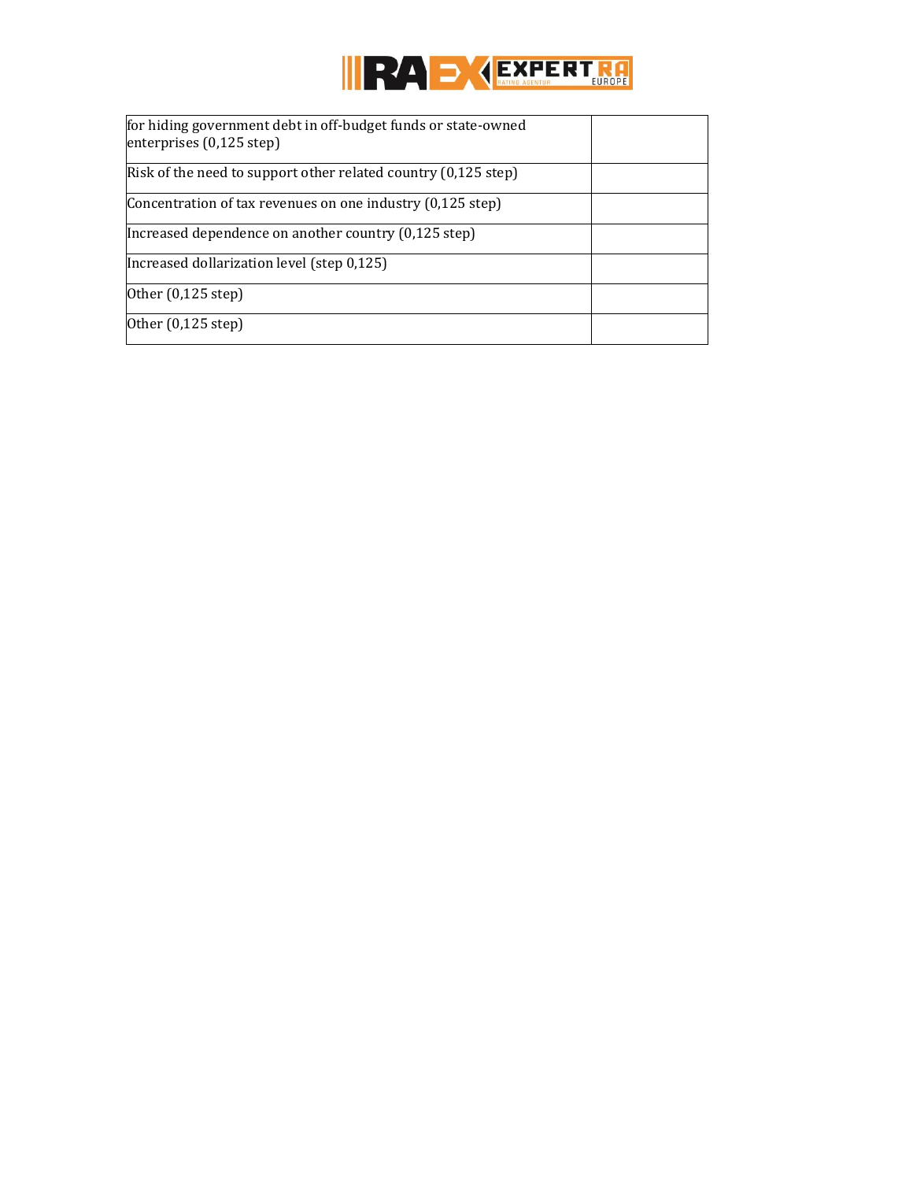| | |
|---|---|
| for hiding government debt in off-budget funds or state-owned enterprises (0,125 step) | |
| Risk of the need to support other related country (0,125 step) | |
| Concentration of tax revenues on one industry (0,125 step) | |
| Increased dependence on another country (0,125 step) | |
| Increased dollarization level (step 0,125) | |
| Other (0,125 step) | |
| Other (0,125 step) | |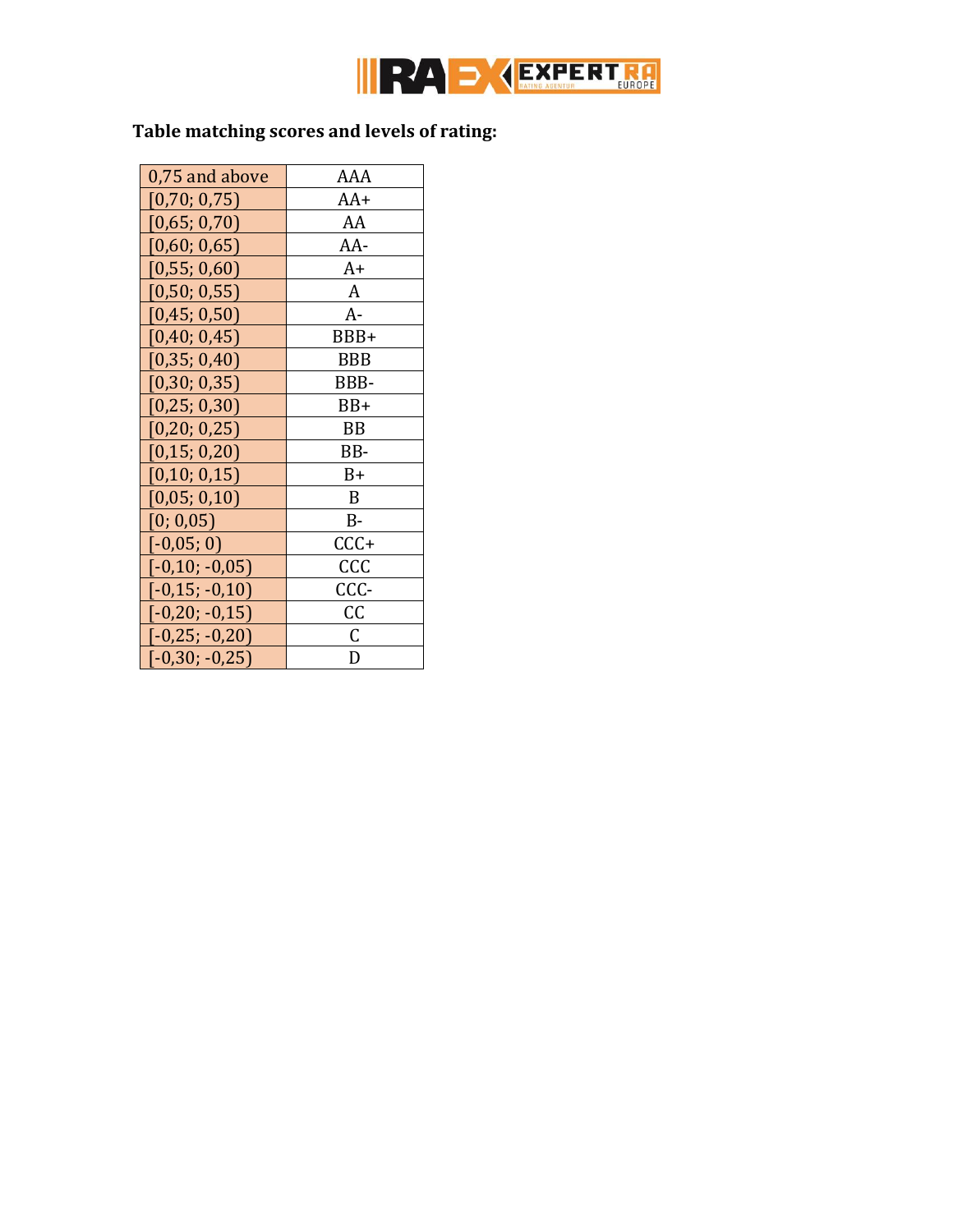**Table matching scores and levels of rating:**

| | |
|---|---|
| 0,75 and above | AAA |
| [0,70; 0,75) | AA+ |
| [0,65; 0,70) | AA |
| [0,60; 0,65) | AA- |
| [0,55; 0,60) | A+ |
| [0,50; 0,55) | A |
| [0,45; 0,50) | A- |
| [0,40; 0,45) | BBB+ |
| [0,35; 0,40) | BBB |
| [0,30; 0,35) | BBB- |
| [0,25; 0,30) | BB+ |
| [0,20; 0,25) | BB |
| [0,15; 0,20) | BB- |
| [0,10; 0,15) | B+ |
| [0,05; 0,10) | B |
| [0; 0,05) | B- |
| [-0,05; 0) | CCC+ |
| [-0,10; -0,05) | CCC |
| [-0,15; -0,10) | CCC- |
| [-0,20; -0,15) | CC |
| [-0,25; -0,20) | C |
| [-0,30; -0,25) | D |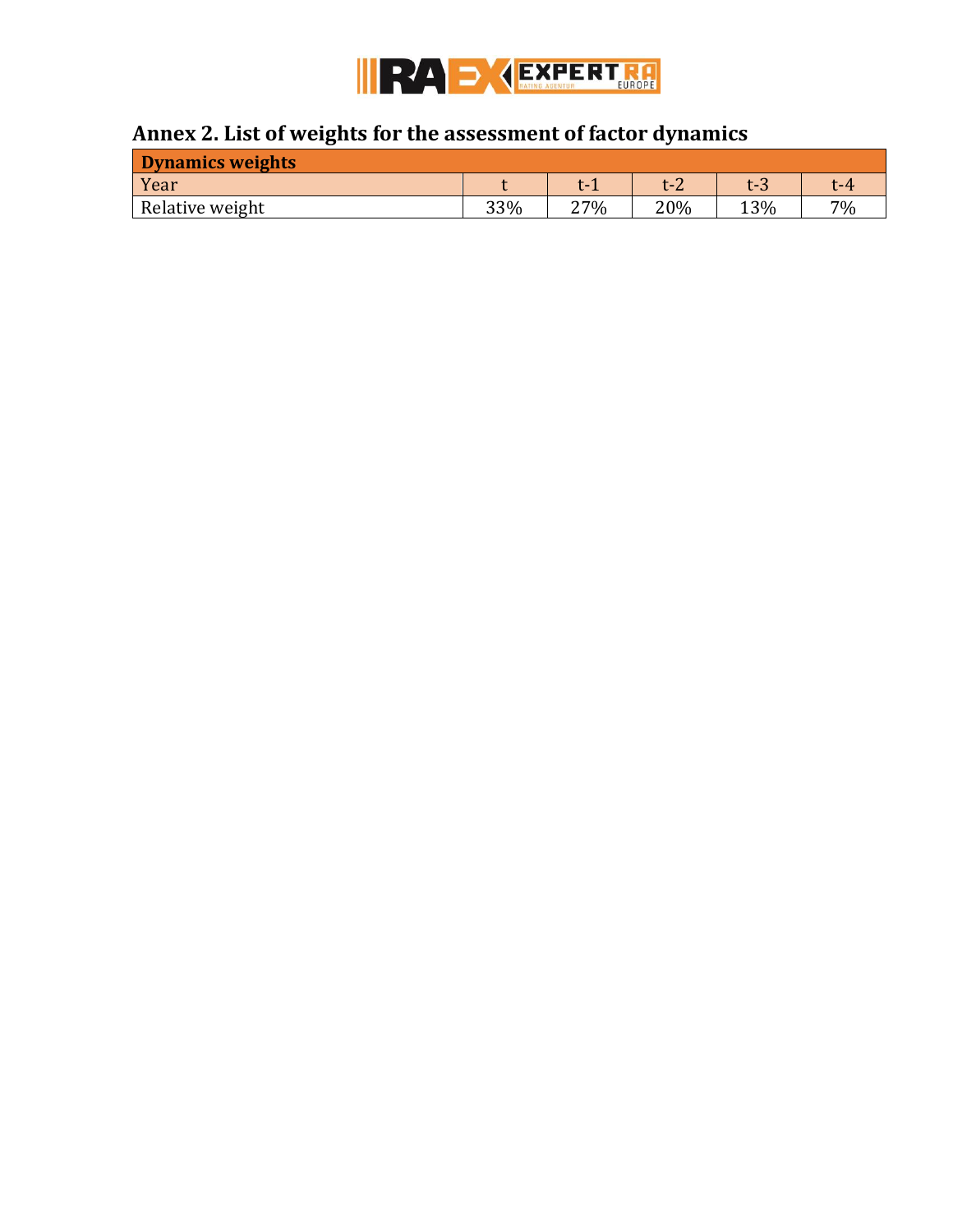## Annex 2. List of weights for the assessment of factor dynamics

| Dynamics weights | | | | | |
|---|---|---|---|---|---|
| Year | t | t-1 | t-2 | t-3 | t-4 |
| Relative weight | 33% | 27% | 20% | 13% | 7% |